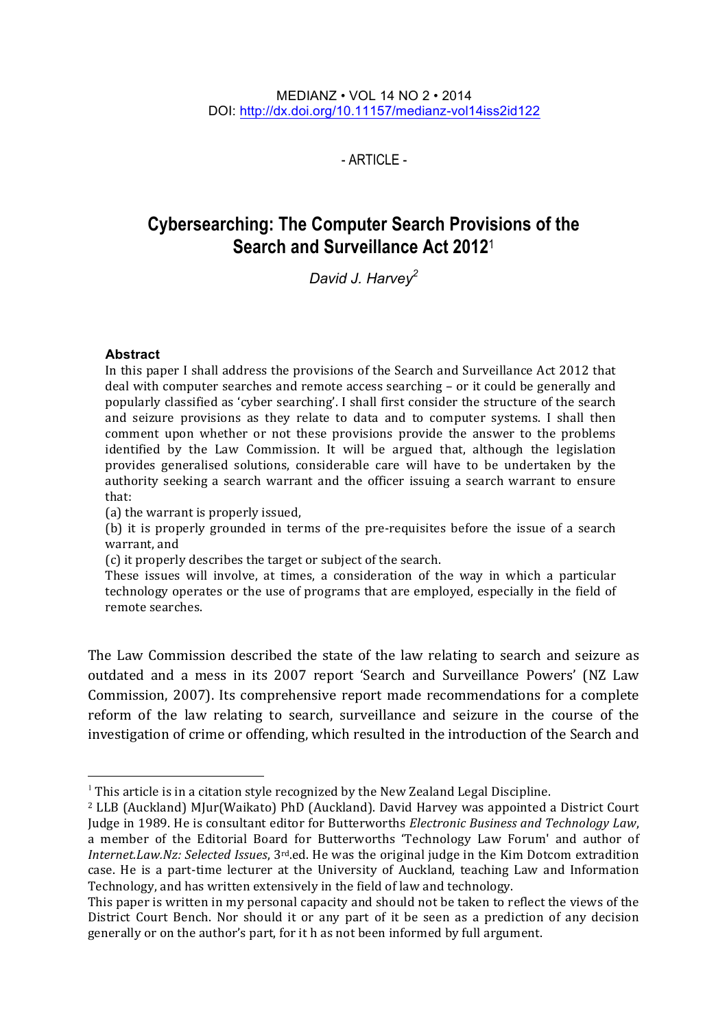MEDIANZ • VOL 14 NO 2 • 2014
DOI: http://dx.doi.org/10.11157/medianz-vol14iss2id122

- ARTICLE -

# Cybersearching: The Computer Search Provisions of the Search and Surveillance Act 2012[1]

*David J. Harvey[2]*

### Abstract

In this paper I shall address the provisions of the Search and Surveillance Act 2012 that deal with computer searches and remote access searching – or it could be generally and popularly classified as 'cyber searching'. I shall first consider the structure of the search and seizure provisions as they relate to data and to computer systems. I shall then comment upon whether or not these provisions provide the answer to the problems identified by the Law Commission. It will be argued that, although the legislation provides generalised solutions, considerable care will have to be undertaken by the authority seeking a search warrant and the officer issuing a search warrant to ensure that:

(a) the warrant is properly issued,
(b) it is properly grounded in terms of the pre-requisites before the issue of a search warrant, and
(c) it properly describes the target or subject of the search.

These issues will involve, at times, a consideration of the way in which a particular technology operates or the use of programs that are employed, especially in the field of remote searches.

The Law Commission described the state of the law relating to search and seizure as outdated and a mess in its 2007 report 'Search and Surveillance Powers' (NZ Law Commission, 2007). Its comprehensive report made recommendations for a complete reform of the law relating to search, surveillance and seizure in the course of the investigation of crime or offending, which resulted in the introduction of the Search and

---

[1] This article is in a citation style recognized by the New Zealand Legal Discipline.

[2] LLB (Auckland) MJur(Waikato) PhD (Auckland). David Harvey was appointed a District Court Judge in 1989. He is consultant editor for Butterworths *Electronic Business and Technology Law*, a member of the Editorial Board for Butterworths 'Technology Law Forum' and author of *Internet.Law.Nz: Selected Issues*, 3rd.ed. He was the original judge in the Kim Dotcom extradition case. He is a part-time lecturer at the University of Auckland, teaching Law and Information Technology, and has written extensively in the field of law and technology.

This paper is written in my personal capacity and should not be taken to reflect the views of the District Court Bench. Nor should it or any part of it be seen as a prediction of any decision generally or on the author's part, for it h as not been informed by full argument.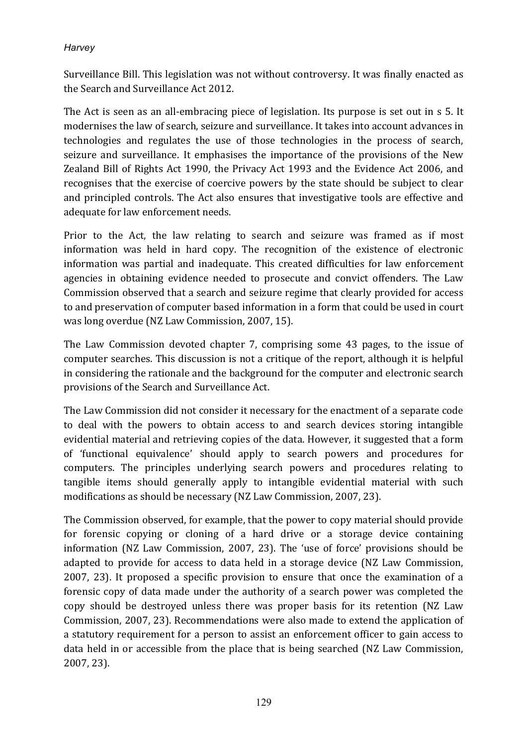Surveillance Bill. This legislation was not without controversy. It was finally enacted as the Search and Surveillance Act 2012.

The Act is seen as an all-embracing piece of legislation. Its purpose is set out in s 5. It modernises the law of search, seizure and surveillance. It takes into account advances in technologies and regulates the use of those technologies in the process of search, seizure and surveillance. It emphasises the importance of the provisions of the New Zealand Bill of Rights Act 1990, the Privacy Act 1993 and the Evidence Act 2006, and recognises that the exercise of coercive powers by the state should be subject to clear and principled controls. The Act also ensures that investigative tools are effective and adequate for law enforcement needs.

Prior to the Act, the law relating to search and seizure was framed as if most information was held in hard copy. The recognition of the existence of electronic information was partial and inadequate. This created difficulties for law enforcement agencies in obtaining evidence needed to prosecute and convict offenders. The Law Commission observed that a search and seizure regime that clearly provided for access to and preservation of computer based information in a form that could be used in court was long overdue (NZ Law Commission, 2007, 15).

The Law Commission devoted chapter 7, comprising some 43 pages, to the issue of computer searches. This discussion is not a critique of the report, although it is helpful in considering the rationale and the background for the computer and electronic search provisions of the Search and Surveillance Act.

The Law Commission did not consider it necessary for the enactment of a separate code to deal with the powers to obtain access to and search devices storing intangible evidential material and retrieving copies of the data. However, it suggested that a form of 'functional equivalence' should apply to search powers and procedures for computers. The principles underlying search powers and procedures relating to tangible items should generally apply to intangible evidential material with such modifications as should be necessary (NZ Law Commission, 2007, 23).

The Commission observed, for example, that the power to copy material should provide for forensic copying or cloning of a hard drive or a storage device containing information (NZ Law Commission, 2007, 23). The 'use of force' provisions should be adapted to provide for access to data held in a storage device (NZ Law Commission, 2007, 23). It proposed a specific provision to ensure that once the examination of a forensic copy of data made under the authority of a search power was completed the copy should be destroyed unless there was proper basis for its retention (NZ Law Commission, 2007, 23). Recommendations were also made to extend the application of a statutory requirement for a person to assist an enforcement officer to gain access to data held in or accessible from the place that is being searched (NZ Law Commission, 2007, 23).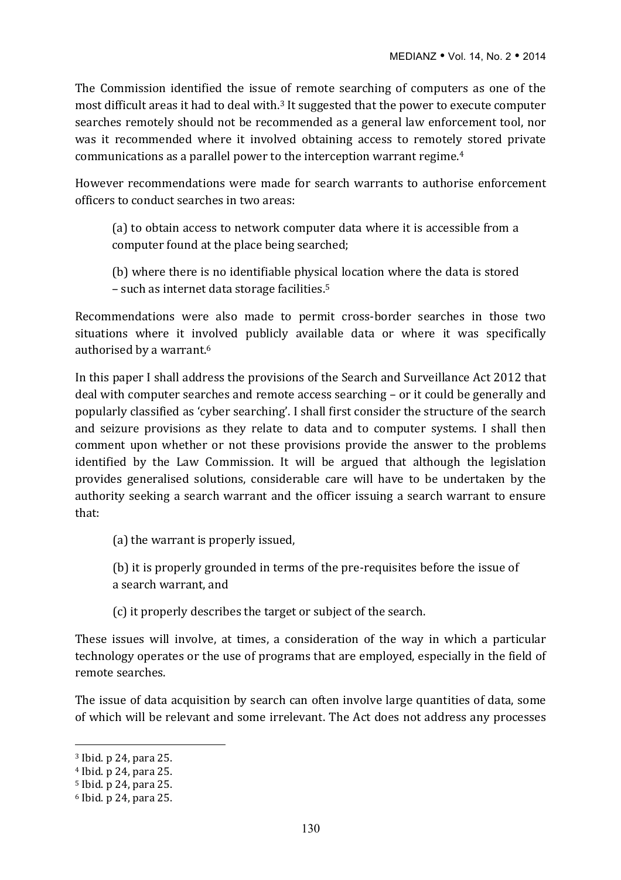The Commission identified the issue of remote searching of computers as one of the most difficult areas it had to deal with.[3] It suggested that the power to execute computer searches remotely should not be recommended as a general law enforcement tool, nor was it recommended where it involved obtaining access to remotely stored private communications as a parallel power to the interception warrant regime.[4]

However recommendations were made for search warrants to authorise enforcement officers to conduct searches in two areas:

> (a) to obtain access to network computer data where it is accessible from a computer found at the place being searched;
>
> (b) where there is no identifiable physical location where the data is stored – such as internet data storage facilities.[5]

Recommendations were also made to permit cross-border searches in those two situations where it involved publicly available data or where it was specifically authorised by a warrant.[6]

In this paper I shall address the provisions of the Search and Surveillance Act 2012 that deal with computer searches and remote access searching – or it could be generally and popularly classified as 'cyber searching'. I shall first consider the structure of the search and seizure provisions as they relate to data and to computer systems. I shall then comment upon whether or not these provisions provide the answer to the problems identified by the Law Commission. It will be argued that although the legislation provides generalised solutions, considerable care will have to be undertaken by the authority seeking a search warrant and the officer issuing a search warrant to ensure that:

> (a) the warrant is properly issued,
>
> (b) it is properly grounded in terms of the pre-requisites before the issue of a search warrant, and
>
> (c) it properly describes the target or subject of the search.

These issues will involve, at times, a consideration of the way in which a particular technology operates or the use of programs that are employed, especially in the field of remote searches.

The issue of data acquisition by search can often involve large quantities of data, some of which will be relevant and some irrelevant. The Act does not address any processes

---

[3] Ibid. p 24, para 25.

[4] Ibid. p 24, para 25.

[5] Ibid. p 24, para 25.

[6] Ibid. p 24, para 25.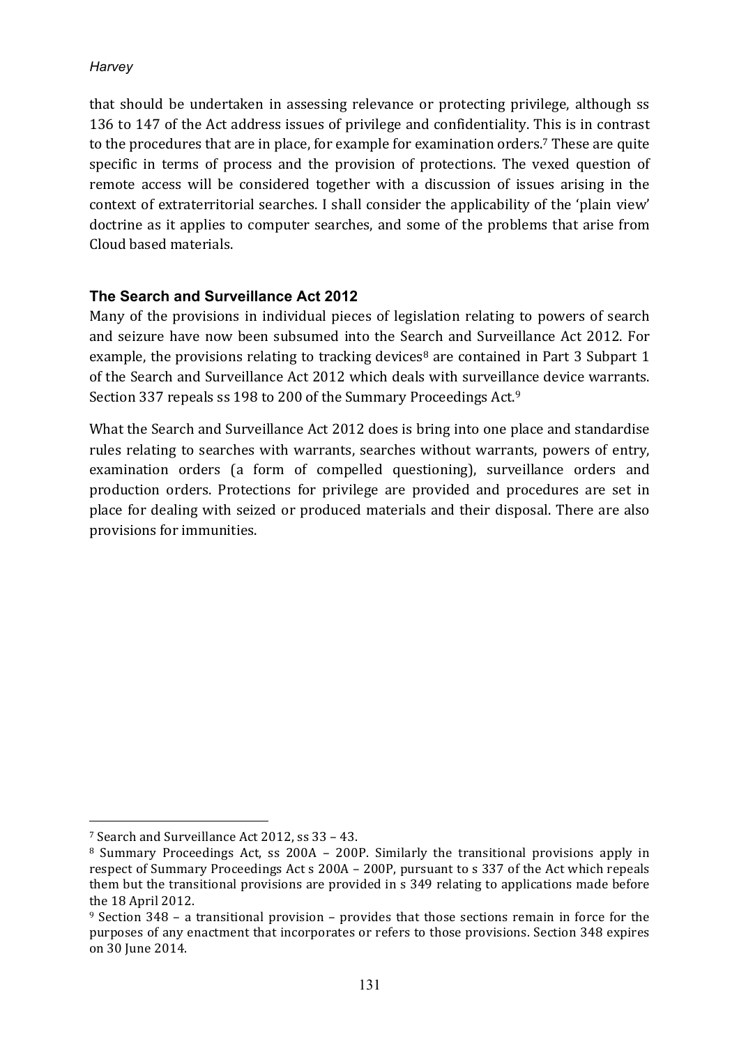that should be undertaken in assessing relevance or protecting privilege, although ss 136 to 147 of the Act address issues of privilege and confidentiality. This is in contrast to the procedures that are in place, for example for examination orders.[7] These are quite specific in terms of process and the provision of protections. The vexed question of remote access will be considered together with a discussion of issues arising in the context of extraterritorial searches. I shall consider the applicability of the 'plain view' doctrine as it applies to computer searches, and some of the problems that arise from Cloud based materials.

## The Search and Surveillance Act 2012

Many of the provisions in individual pieces of legislation relating to powers of search and seizure have now been subsumed into the Search and Surveillance Act 2012. For example, the provisions relating to tracking devices[8] are contained in Part 3 Subpart 1 of the Search and Surveillance Act 2012 which deals with surveillance device warrants. Section 337 repeals ss 198 to 200 of the Summary Proceedings Act.[9]

What the Search and Surveillance Act 2012 does is bring into one place and standardise rules relating to searches with warrants, searches without warrants, powers of entry, examination orders (a form of compelled questioning), surveillance orders and production orders. Protections for privilege are provided and procedures are set in place for dealing with seized or produced materials and their disposal. There are also provisions for immunities.

---

[7] Search and Surveillance Act 2012, ss 33 – 43.

[8] Summary Proceedings Act, ss 200A – 200P. Similarly the transitional provisions apply in respect of Summary Proceedings Act s 200A – 200P, pursuant to s 337 of the Act which repeals them but the transitional provisions are provided in s 349 relating to applications made before the 18 April 2012.

[9] Section 348 – a transitional provision – provides that those sections remain in force for the purposes of any enactment that incorporates or refers to those provisions. Section 348 expires on 30 June 2014.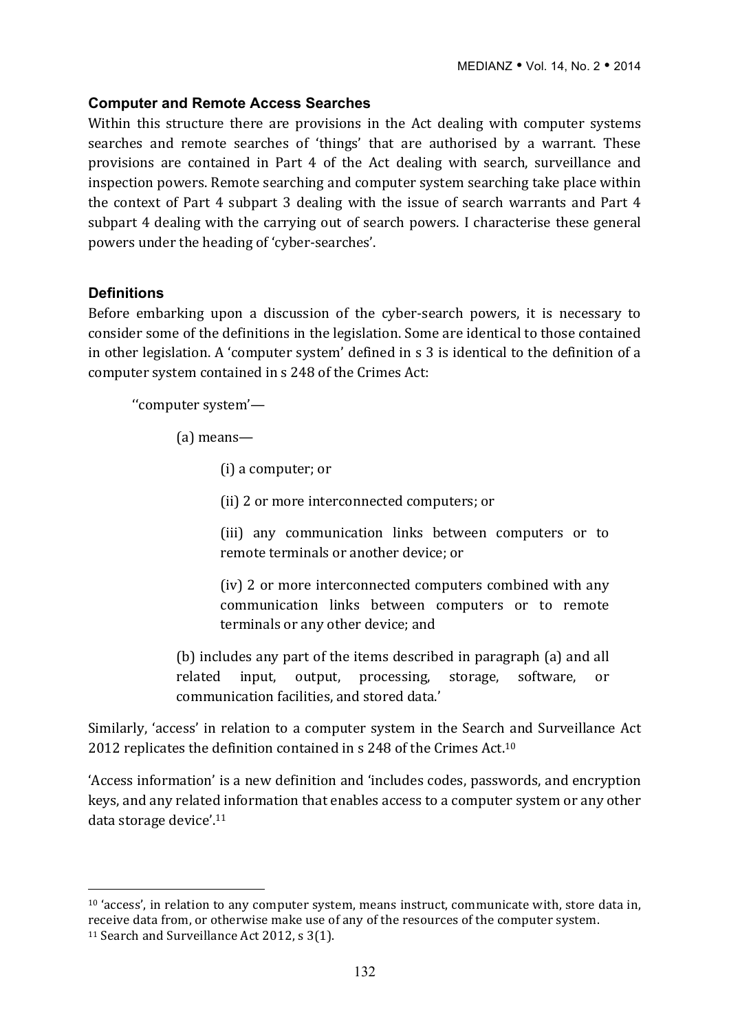### Computer and Remote Access Searches

Within this structure there are provisions in the Act dealing with computer systems searches and remote searches of 'things' that are authorised by a warrant. These provisions are contained in Part 4 of the Act dealing with search, surveillance and inspection powers. Remote searching and computer system searching take place within the context of Part 4 subpart 3 dealing with the issue of search warrants and Part 4 subpart 4 dealing with the carrying out of search powers. I characterise these general powers under the heading of 'cyber-searches'.

### Definitions

Before embarking upon a discussion of the cyber-search powers, it is necessary to consider some of the definitions in the legislation. Some are identical to those contained in other legislation. A 'computer system' defined in s 3 is identical to the definition of a computer system contained in s 248 of the Crimes Act:

> ''computer system'—
>
> (a) means—
>
> (i) a computer; or
>
> (ii) 2 or more interconnected computers; or
>
> (iii) any communication links between computers or to remote terminals or another device; or
>
> (iv) 2 or more interconnected computers combined with any communication links between computers or to remote terminals or any other device; and
>
> (b) includes any part of the items described in paragraph (a) and all related input, output, processing, storage, software, or communication facilities, and stored data.'

Similarly, 'access' in relation to a computer system in the Search and Surveillance Act 2012 replicates the definition contained in s 248 of the Crimes Act.[10]

'Access information' is a new definition and 'includes codes, passwords, and encryption keys, and any related information that enables access to a computer system or any other data storage device'.[11]

---

[10] 'access', in relation to any computer system, means instruct, communicate with, store data in, receive data from, or otherwise make use of any of the resources of the computer system.

[11] Search and Surveillance Act 2012, s 3(1).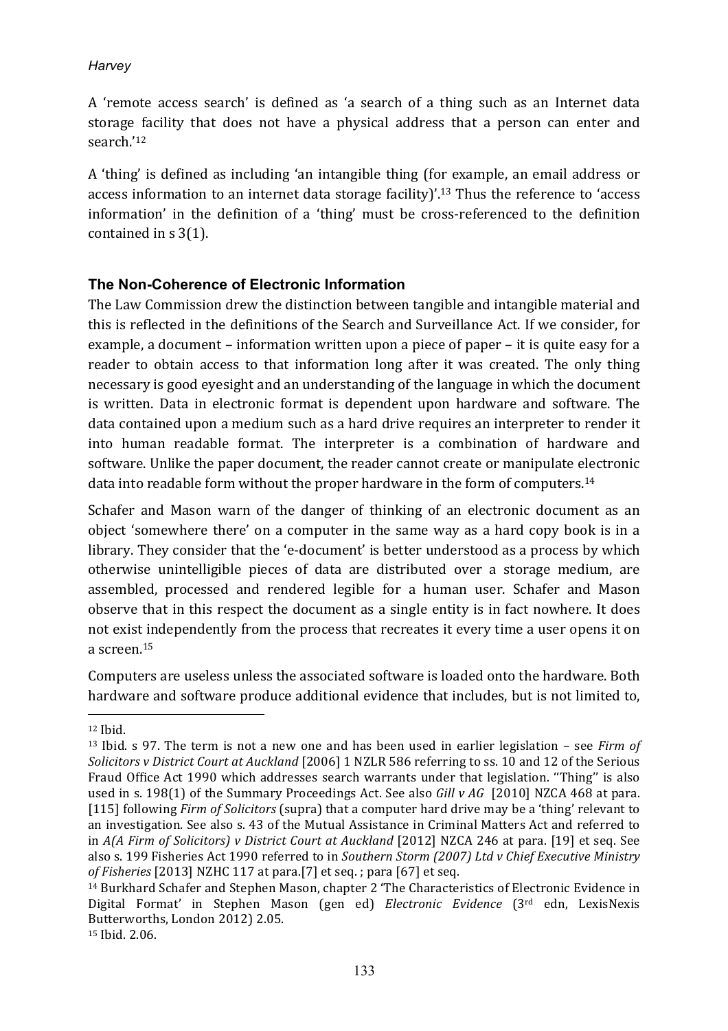A 'remote access search' is defined as 'a search of a thing such as an Internet data storage facility that does not have a physical address that a person can enter and search.'[12]

A 'thing' is defined as including 'an intangible thing (for example, an email address or access information to an internet data storage facility)'.[13] Thus the reference to 'access information' in the definition of a 'thing' must be cross-referenced to the definition contained in s 3(1).

## The Non-Coherence of Electronic Information

The Law Commission drew the distinction between tangible and intangible material and this is reflected in the definitions of the Search and Surveillance Act. If we consider, for example, a document – information written upon a piece of paper – it is quite easy for a reader to obtain access to that information long after it was created. The only thing necessary is good eyesight and an understanding of the language in which the document is written. Data in electronic format is dependent upon hardware and software. The data contained upon a medium such as a hard drive requires an interpreter to render it into human readable format. The interpreter is a combination of hardware and software. Unlike the paper document, the reader cannot create or manipulate electronic data into readable form without the proper hardware in the form of computers.[14]

Schafer and Mason warn of the danger of thinking of an electronic document as an object 'somewhere there' on a computer in the same way as a hard copy book is in a library. They consider that the 'e-document' is better understood as a process by which otherwise unintelligible pieces of data are distributed over a storage medium, are assembled, processed and rendered legible for a human user. Schafer and Mason observe that in this respect the document as a single entity is in fact nowhere. It does not exist independently from the process that recreates it every time a user opens it on a screen.[15]

Computers are useless unless the associated software is loaded onto the hardware. Both hardware and software produce additional evidence that includes, but is not limited to,

---

[12] Ibid.

[13] Ibid. s 97. The term is not a new one and has been used in earlier legislation – see *Firm of Solicitors v District Court at Auckland* [2006] 1 NZLR 586 referring to ss. 10 and 12 of the Serious Fraud Office Act 1990 which addresses search warrants under that legislation. "Thing" is also used in s. 198(1) of the Summary Proceedings Act. See also *Gill v AG* [2010] NZCA 468 at para. [115] following *Firm of Solicitors* (supra) that a computer hard drive may be a 'thing' relevant to an investigation. See also s. 43 of the Mutual Assistance in Criminal Matters Act and referred to in *A(A Firm of Solicitors) v District Court at Auckland* [2012] NZCA 246 at para. [19] et seq. See also s. 199 Fisheries Act 1990 referred to in *Southern Storm (2007) Ltd v Chief Executive Ministry of Fisheries* [2013] NZHC 117 at para.[7] et seq. ; para [67] et seq.

[14] Burkhard Schafer and Stephen Mason, chapter 2 'The Characteristics of Electronic Evidence in Digital Format' in Stephen Mason (gen ed) *Electronic Evidence* (3rd edn, LexisNexis Butterworths, London 2012) 2.05.

[15] Ibid. 2.06.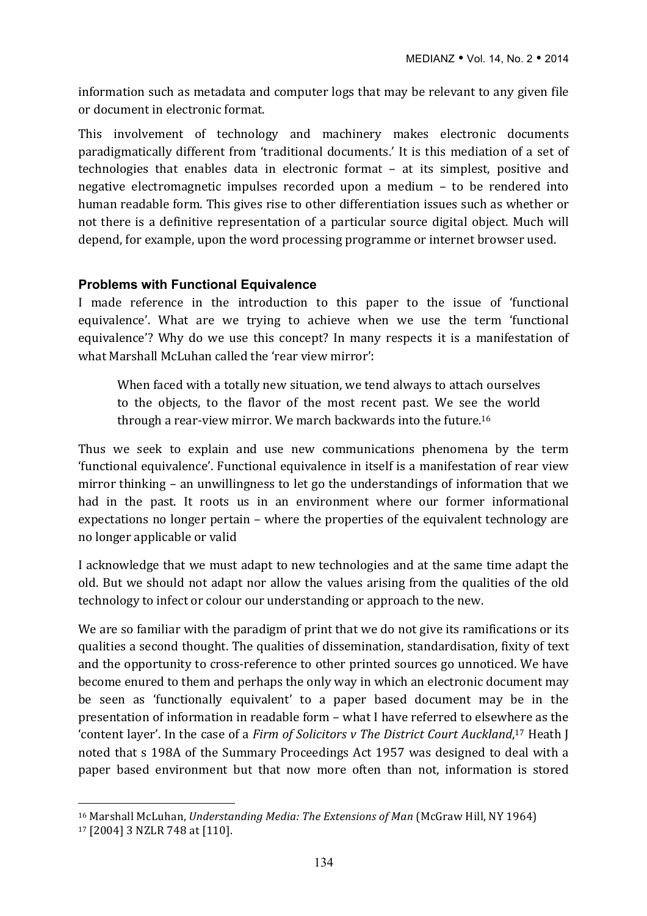information such as metadata and computer logs that may be relevant to any given file or document in electronic format.

This involvement of technology and machinery makes electronic documents paradigmatically different from 'traditional documents.' It is this mediation of a set of technologies that enables data in electronic format – at its simplest, positive and negative electromagnetic impulses recorded upon a medium – to be rendered into human readable form. This gives rise to other differentiation issues such as whether or not there is a definitive representation of a particular source digital object. Much will depend, for example, upon the word processing programme or internet browser used.

### Problems with Functional Equivalence

I made reference in the introduction to this paper to the issue of 'functional equivalence'. What are we trying to achieve when we use the term 'functional equivalence'? Why do we use this concept? In many respects it is a manifestation of what Marshall McLuhan called the 'rear view mirror':

> When faced with a totally new situation, we tend always to attach ourselves to the objects, to the flavor of the most recent past. We see the world through a rear-view mirror. We march backwards into the future.[16]

Thus we seek to explain and use new communications phenomena by the term 'functional equivalence'. Functional equivalence in itself is a manifestation of rear view mirror thinking – an unwillingness to let go the understandings of information that we had in the past. It roots us in an environment where our former informational expectations no longer pertain – where the properties of the equivalent technology are no longer applicable or valid

I acknowledge that we must adapt to new technologies and at the same time adapt the old. But we should not adapt nor allow the values arising from the qualities of the old technology to infect or colour our understanding or approach to the new.

We are so familiar with the paradigm of print that we do not give its ramifications or its qualities a second thought. The qualities of dissemination, standardisation, fixity of text and the opportunity to cross-reference to other printed sources go unnoticed. We have become enured to them and perhaps the only way in which an electronic document may be seen as 'functionally equivalent' to a paper based document may be in the presentation of information in readable form – what I have referred to elsewhere as the 'content layer'. In the case of a *Firm of Solicitors v The District Court Auckland*,[17] Heath J noted that s 198A of the Summary Proceedings Act 1957 was designed to deal with a paper based environment but that now more often than not, information is stored

---

[16] Marshall McLuhan, *Understanding Media: The Extensions of Man* (McGraw Hill, NY 1964)

[17] [2004] 3 NZLR 748 at [110].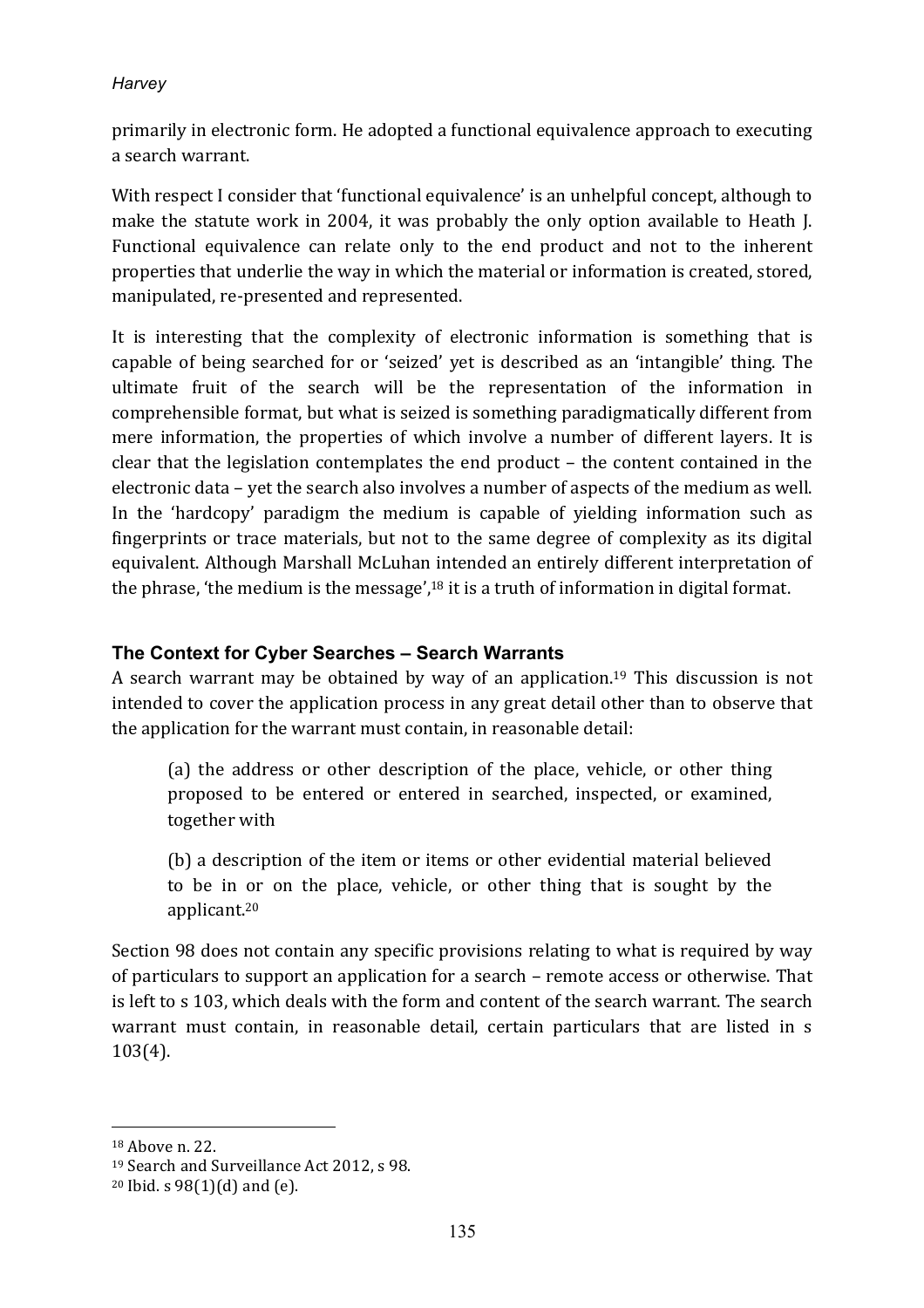primarily in electronic form. He adopted a functional equivalence approach to executing a search warrant.

With respect I consider that 'functional equivalence' is an unhelpful concept, although to make the statute work in 2004, it was probably the only option available to Heath J. Functional equivalence can relate only to the end product and not to the inherent properties that underlie the way in which the material or information is created, stored, manipulated, re-presented and represented.

It is interesting that the complexity of electronic information is something that is capable of being searched for or 'seized' yet is described as an 'intangible' thing. The ultimate fruit of the search will be the representation of the information in comprehensible format, but what is seized is something paradigmatically different from mere information, the properties of which involve a number of different layers. It is clear that the legislation contemplates the end product – the content contained in the electronic data – yet the search also involves a number of aspects of the medium as well. In the 'hardcopy' paradigm the medium is capable of yielding information such as fingerprints or trace materials, but not to the same degree of complexity as its digital equivalent. Although Marshall McLuhan intended an entirely different interpretation of the phrase, 'the medium is the message',[18] it is a truth of information in digital format.

### The Context for Cyber Searches – Search Warrants

A search warrant may be obtained by way of an application.[19] This discussion is not intended to cover the application process in any great detail other than to observe that the application for the warrant must contain, in reasonable detail:

> (a) the address or other description of the place, vehicle, or other thing proposed to be entered or entered in searched, inspected, or examined, together with
>
> (b) a description of the item or items or other evidential material believed to be in or on the place, vehicle, or other thing that is sought by the applicant.[20]

Section 98 does not contain any specific provisions relating to what is required by way of particulars to support an application for a search – remote access or otherwise. That is left to s 103, which deals with the form and content of the search warrant. The search warrant must contain, in reasonable detail, certain particulars that are listed in s 103(4).

---

[18] Above n. 22.

[19] Search and Surveillance Act 2012, s 98.

[20] Ibid. s 98(1)(d) and (e).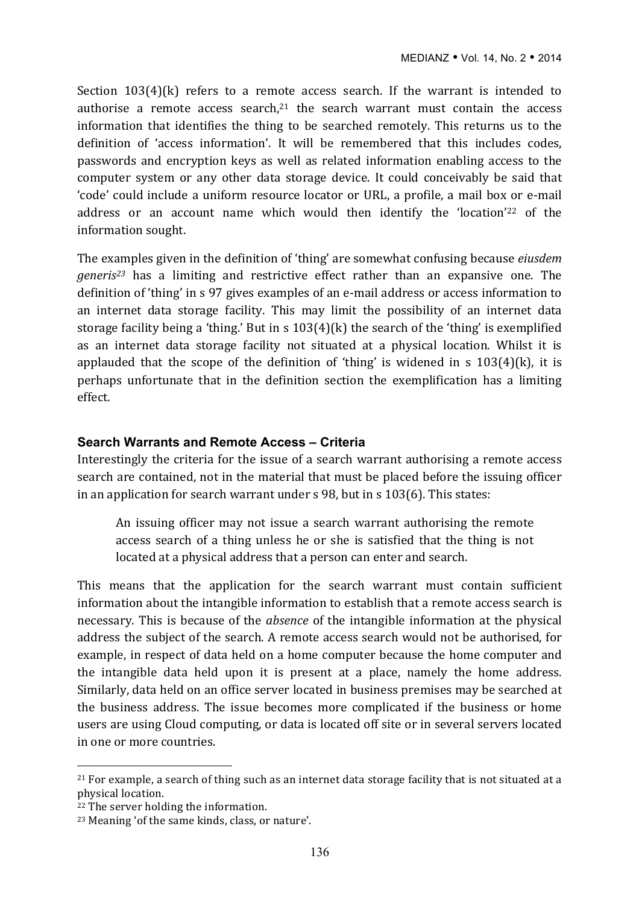Section 103(4)(k) refers to a remote access search. If the warrant is intended to authorise a remote access search,[21] the search warrant must contain the access information that identifies the thing to be searched remotely. This returns us to the definition of 'access information'. It will be remembered that this includes codes, passwords and encryption keys as well as related information enabling access to the computer system or any other data storage device. It could conceivably be said that 'code' could include a uniform resource locator or URL, a profile, a mail box or e-mail address or an account name which would then identify the 'location'[22] of the information sought.

The examples given in the definition of 'thing' are somewhat confusing because *eiusdem generis*[23] has a limiting and restrictive effect rather than an expansive one. The definition of 'thing' in s 97 gives examples of an e-mail address or access information to an internet data storage facility. This may limit the possibility of an internet data storage facility being a 'thing.' But in s 103(4)(k) the search of the 'thing' is exemplified as an internet data storage facility not situated at a physical location. Whilst it is applauded that the scope of the definition of 'thing' is widened in s 103(4)(k), it is perhaps unfortunate that in the definition section the exemplification has a limiting effect.

### Search Warrants and Remote Access – Criteria

Interestingly the criteria for the issue of a search warrant authorising a remote access search are contained, not in the material that must be placed before the issuing officer in an application for search warrant under s 98, but in s 103(6). This states:

> An issuing officer may not issue a search warrant authorising the remote access search of a thing unless he or she is satisfied that the thing is not located at a physical address that a person can enter and search.

This means that the application for the search warrant must contain sufficient information about the intangible information to establish that a remote access search is necessary. This is because of the *absence* of the intangible information at the physical address the subject of the search. A remote access search would not be authorised, for example, in respect of data held on a home computer because the home computer and the intangible data held upon it is present at a place, namely the home address. Similarly, data held on an office server located in business premises may be searched at the business address. The issue becomes more complicated if the business or home users are using Cloud computing, or data is located off site or in several servers located in one or more countries.

---

[21] For example, a search of thing such as an internet data storage facility that is not situated at a physical location.

[22] The server holding the information.

[23] Meaning 'of the same kinds, class, or nature'.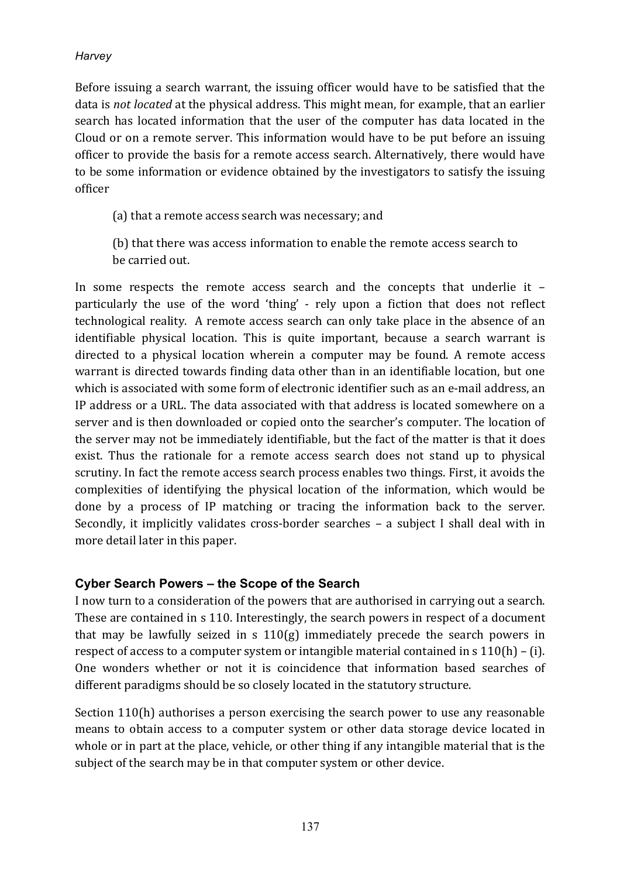Before issuing a search warrant, the issuing officer would have to be satisfied that the data is *not located* at the physical address. This might mean, for example, that an earlier search has located information that the user of the computer has data located in the Cloud or on a remote server. This information would have to be put before an issuing officer to provide the basis for a remote access search. Alternatively, there would have to be some information or evidence obtained by the investigators to satisfy the issuing officer

(a) that a remote access search was necessary; and

(b) that there was access information to enable the remote access search to be carried out.

In some respects the remote access search and the concepts that underlie it – particularly the use of the word 'thing' - rely upon a fiction that does not reflect technological reality. A remote access search can only take place in the absence of an identifiable physical location. This is quite important, because a search warrant is directed to a physical location wherein a computer may be found. A remote access warrant is directed towards finding data other than in an identifiable location, but one which is associated with some form of electronic identifier such as an e-mail address, an IP address or a URL. The data associated with that address is located somewhere on a server and is then downloaded or copied onto the searcher's computer. The location of the server may not be immediately identifiable, but the fact of the matter is that it does exist. Thus the rationale for a remote access search does not stand up to physical scrutiny. In fact the remote access search process enables two things. First, it avoids the complexities of identifying the physical location of the information, which would be done by a process of IP matching or tracing the information back to the server. Secondly, it implicitly validates cross-border searches – a subject I shall deal with in more detail later in this paper.

## Cyber Search Powers – the Scope of the Search

I now turn to a consideration of the powers that are authorised in carrying out a search. These are contained in s 110. Interestingly, the search powers in respect of a document that may be lawfully seized in s 110(g) immediately precede the search powers in respect of access to a computer system or intangible material contained in s 110(h) – (i). One wonders whether or not it is coincidence that information based searches of different paradigms should be so closely located in the statutory structure.

Section 110(h) authorises a person exercising the search power to use any reasonable means to obtain access to a computer system or other data storage device located in whole or in part at the place, vehicle, or other thing if any intangible material that is the subject of the search may be in that computer system or other device.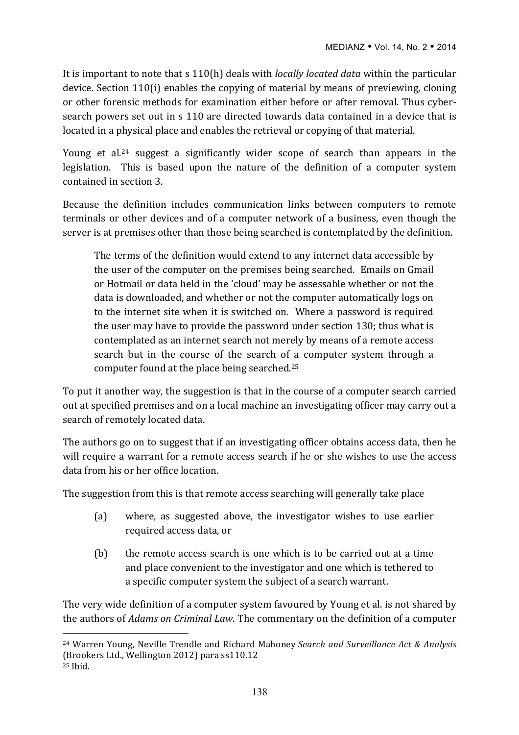It is important to note that s 110(h) deals with *locally located data* within the particular device. Section 110(i) enables the copying of material by means of previewing, cloning or other forensic methods for examination either before or after removal. Thus cyber-search powers set out in s 110 are directed towards data contained in a device that is located in a physical place and enables the retrieval or copying of that material.

Young et al.[24] suggest a significantly wider scope of search than appears in the legislation. This is based upon the nature of the definition of a computer system contained in section 3.

Because the definition includes communication links between computers to remote terminals or other devices and of a computer network of a business, even though the server is at premises other than those being searched is contemplated by the definition.

> The terms of the definition would extend to any internet data accessible by the user of the computer on the premises being searched. Emails on Gmail or Hotmail or data held in the 'cloud' may be assessable whether or not the data is downloaded, and whether or not the computer automatically logs on to the internet site when it is switched on. Where a password is required the user may have to provide the password under section 130; thus what is contemplated as an internet search not merely by means of a remote access search but in the course of the search of a computer system through a computer found at the place being searched.[25]

To put it another way, the suggestion is that in the course of a computer search carried out at specified premises and on a local machine an investigating officer may carry out a search of remotely located data.

The authors go on to suggest that if an investigating officer obtains access data, then he will require a warrant for a remote access search if he or she wishes to use the access data from his or her office location.

The suggestion from this is that remote access searching will generally take place

- (a) where, as suggested above, the investigator wishes to use earlier required access data, or
- (b) the remote access search is one which is to be carried out at a time and place convenient to the investigator and one which is tethered to a specific computer system the subject of a search warrant.

The very wide definition of a computer system favoured by Young et al. is not shared by the authors of *Adams on Criminal Law*. The commentary on the definition of a computer

---

[24] Warren Young, Neville Trendle and Richard Mahoney *Search and Surveillance Act & Analysis* (Brookers Ltd., Wellington 2012) para ss110.12

[25] Ibid.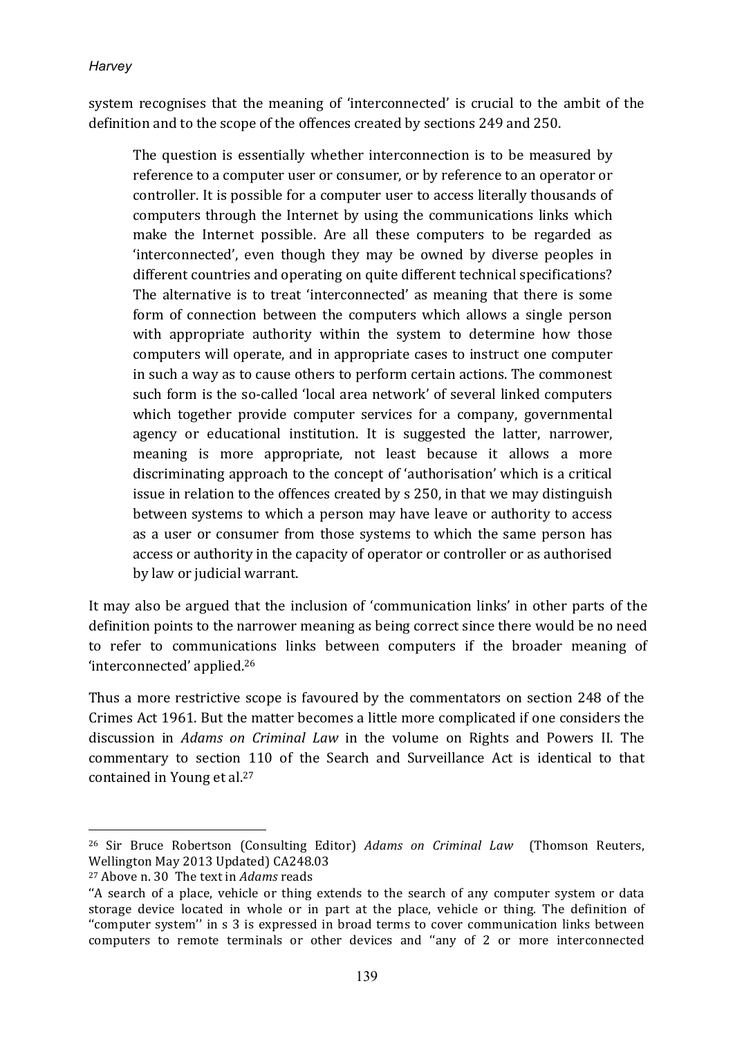system recognises that the meaning of 'interconnected' is crucial to the ambit of the definition and to the scope of the offences created by sections 249 and 250.

> The question is essentially whether interconnection is to be measured by reference to a computer user or consumer, or by reference to an operator or controller. It is possible for a computer user to access literally thousands of computers through the Internet by using the communications links which make the Internet possible. Are all these computers to be regarded as 'interconnected', even though they may be owned by diverse peoples in different countries and operating on quite different technical specifications? The alternative is to treat 'interconnected' as meaning that there is some form of connection between the computers which allows a single person with appropriate authority within the system to determine how those computers will operate, and in appropriate cases to instruct one computer in such a way as to cause others to perform certain actions. The commonest such form is the so-called 'local area network' of several linked computers which together provide computer services for a company, governmental agency or educational institution. It is suggested the latter, narrower, meaning is more appropriate, not least because it allows a more discriminating approach to the concept of 'authorisation' which is a critical issue in relation to the offences created by s 250, in that we may distinguish between systems to which a person may have leave or authority to access as a user or consumer from those systems to which the same person has access or authority in the capacity of operator or controller or as authorised by law or judicial warrant.

It may also be argued that the inclusion of 'communication links' in other parts of the definition points to the narrower meaning as being correct since there would be no need to refer to communications links between computers if the broader meaning of 'interconnected' applied.[26]

Thus a more restrictive scope is favoured by the commentators on section 248 of the Crimes Act 1961. But the matter becomes a little more complicated if one considers the discussion in *Adams on Criminal Law* in the volume on Rights and Powers II. The commentary to section 110 of the Search and Surveillance Act is identical to that contained in Young et al.[27]

---

[26] Sir Bruce Robertson (Consulting Editor) *Adams on Criminal Law* (Thomson Reuters, Wellington May 2013 Updated) CA248.03

[27] Above n. 30 The text in *Adams* reads

"A search of a place, vehicle or thing extends to the search of any computer system or data storage device located in whole or in part at the place, vehicle or thing. The definition of ''computer system'' in s 3 is expressed in broad terms to cover communication links between computers to remote terminals or other devices and ''any of 2 or more interconnected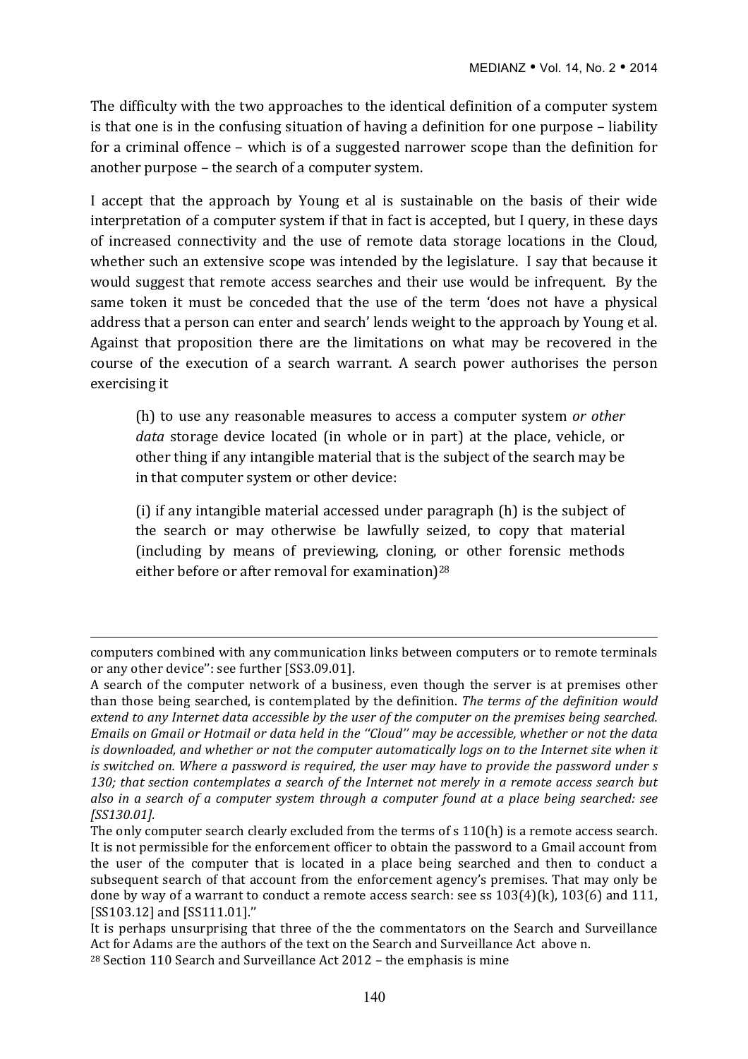The difficulty with the two approaches to the identical definition of a computer system is that one is in the confusing situation of having a definition for one purpose – liability for a criminal offence – which is of a suggested narrower scope than the definition for another purpose – the search of a computer system.

I accept that the approach by Young et al is sustainable on the basis of their wide interpretation of a computer system if that in fact is accepted, but I query, in these days of increased connectivity and the use of remote data storage locations in the Cloud, whether such an extensive scope was intended by the legislature. I say that because it would suggest that remote access searches and their use would be infrequent. By the same token it must be conceded that the use of the term 'does not have a physical address that a person can enter and search' lends weight to the approach by Young et al. Against that proposition there are the limitations on what may be recovered in the course of the execution of a search warrant. A search power authorises the person exercising it

> (h) to use any reasonable measures to access a computer system *or other data* storage device located (in whole or in part) at the place, vehicle, or other thing if any intangible material that is the subject of the search may be in that computer system or other device:
>
> (i) if any intangible material accessed under paragraph (h) is the subject of the search or may otherwise be lawfully seized, to copy that material (including by means of previewing, cloning, or other forensic methods either before or after removal for examination)[28]

---

computers combined with any communication links between computers or to remote terminals or any other device'': see further [SS3.09.01].

A search of the computer network of a business, even though the server is at premises other than those being searched, is contemplated by the definition. *The terms of the definition would extend to any Internet data accessible by the user of the computer on the premises being searched. Emails on Gmail or Hotmail or data held in the ''Cloud'' may be accessible, whether or not the data is downloaded, and whether or not the computer automatically logs on to the Internet site when it is switched on. Where a password is required, the user may have to provide the password under s 130; that section contemplates a search of the Internet not merely in a remote access search but also in a search of a computer system through a computer found at a place being searched: see [SS130.01].*

The only computer search clearly excluded from the terms of s 110(h) is a remote access search. It is not permissible for the enforcement officer to obtain the password to a Gmail account from the user of the computer that is located in a place being searched and then to conduct a subsequent search of that account from the enforcement agency's premises. That may only be done by way of a warrant to conduct a remote access search: see ss 103(4)(k), 103(6) and 111, [SS103.12] and [SS111.01].''

It is perhaps unsurprising that three of the the commentators on the Search and Surveillance Act for Adams are the authors of the text on the Search and Surveillance Act above n.

[28] Section 110 Search and Surveillance Act 2012 – the emphasis is mine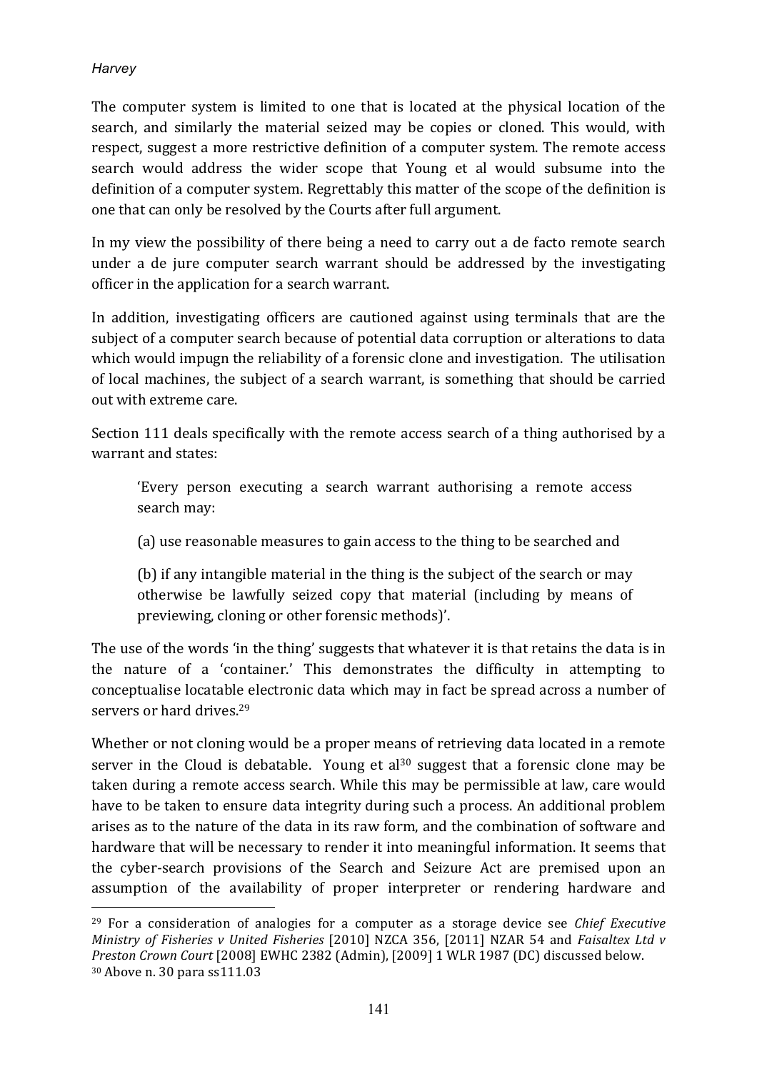The computer system is limited to one that is located at the physical location of the search, and similarly the material seized may be copies or cloned. This would, with respect, suggest a more restrictive definition of a computer system. The remote access search would address the wider scope that Young et al would subsume into the definition of a computer system. Regrettably this matter of the scope of the definition is one that can only be resolved by the Courts after full argument.

In my view the possibility of there being a need to carry out a de facto remote search under a de jure computer search warrant should be addressed by the investigating officer in the application for a search warrant.

In addition, investigating officers are cautioned against using terminals that are the subject of a computer search because of potential data corruption or alterations to data which would impugn the reliability of a forensic clone and investigation. The utilisation of local machines, the subject of a search warrant, is something that should be carried out with extreme care.

Section 111 deals specifically with the remote access search of a thing authorised by a warrant and states:

> 'Every person executing a search warrant authorising a remote access search may:
>
> (a) use reasonable measures to gain access to the thing to be searched and
>
> (b) if any intangible material in the thing is the subject of the search or may otherwise be lawfully seized copy that material (including by means of previewing, cloning or other forensic methods)'.

The use of the words 'in the thing' suggests that whatever it is that retains the data is in the nature of a 'container.' This demonstrates the difficulty in attempting to conceptualise locatable electronic data which may in fact be spread across a number of servers or hard drives.[29]

Whether or not cloning would be a proper means of retrieving data located in a remote server in the Cloud is debatable. Young et al[30] suggest that a forensic clone may be taken during a remote access search. While this may be permissible at law, care would have to be taken to ensure data integrity during such a process. An additional problem arises as to the nature of the data in its raw form, and the combination of software and hardware that will be necessary to render it into meaningful information. It seems that the cyber-search provisions of the Search and Seizure Act are premised upon an assumption of the availability of proper interpreter or rendering hardware and

---

[29] For a consideration of analogies for a computer as a storage device see *Chief Executive Ministry of Fisheries v United Fisheries* [2010] NZCA 356, [2011] NZAR 54 and *Faisaltex Ltd v Preston Crown Court* [2008] EWHC 2382 (Admin), [2009] 1 WLR 1987 (DC) discussed below.

[30] Above n. 30 para ss111.03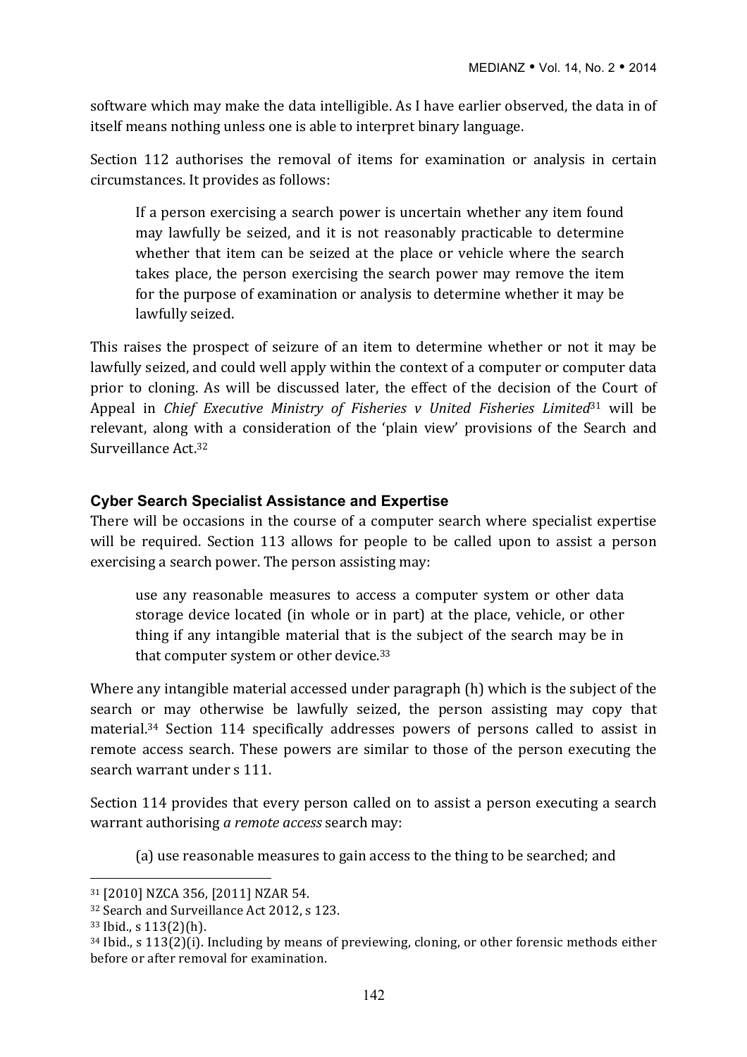software which may make the data intelligible. As I have earlier observed, the data in of itself means nothing unless one is able to interpret binary language.

Section 112 authorises the removal of items for examination or analysis in certain circumstances. It provides as follows:

> If a person exercising a search power is uncertain whether any item found may lawfully be seized, and it is not reasonably practicable to determine whether that item can be seized at the place or vehicle where the search takes place, the person exercising the search power may remove the item for the purpose of examination or analysis to determine whether it may be lawfully seized.

This raises the prospect of seizure of an item to determine whether or not it may be lawfully seized, and could well apply within the context of a computer or computer data prior to cloning. As will be discussed later, the effect of the decision of the Court of Appeal in *Chief Executive Ministry of Fisheries v United Fisheries Limited*[31] will be relevant, along with a consideration of the 'plain view' provisions of the Search and Surveillance Act.[32]

### Cyber Search Specialist Assistance and Expertise

There will be occasions in the course of a computer search where specialist expertise will be required. Section 113 allows for people to be called upon to assist a person exercising a search power. The person assisting may:

> use any reasonable measures to access a computer system or other data storage device located (in whole or in part) at the place, vehicle, or other thing if any intangible material that is the subject of the search may be in that computer system or other device.[33]

Where any intangible material accessed under paragraph (h) which is the subject of the search or may otherwise be lawfully seized, the person assisting may copy that material.[34] Section 114 specifically addresses powers of persons called to assist in remote access search. These powers are similar to those of the person executing the search warrant under s 111.

Section 114 provides that every person called on to assist a person executing a search warrant authorising *a remote access* search may:

> (a) use reasonable measures to gain access to the thing to be searched; and

---

[31] [2010] NZCA 356, [2011] NZAR 54.

[32] Search and Surveillance Act 2012, s 123.

[33] Ibid., s 113(2)(h).

[34] Ibid., s 113(2)(i). Including by means of previewing, cloning, or other forensic methods either before or after removal for examination.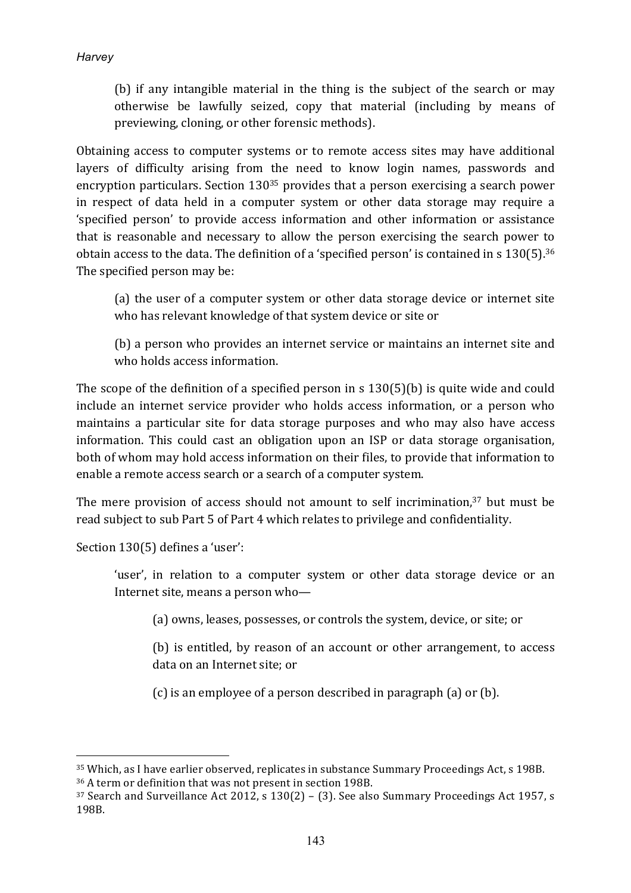> (b) if any intangible material in the thing is the subject of the search or may otherwise be lawfully seized, copy that material (including by means of previewing, cloning, or other forensic methods).

Obtaining access to computer systems or to remote access sites may have additional layers of difficulty arising from the need to know login names, passwords and encryption particulars. Section 130[35] provides that a person exercising a search power in respect of data held in a computer system or other data storage may require a 'specified person' to provide access information and other information or assistance that is reasonable and necessary to allow the person exercising the search power to obtain access to the data. The definition of a 'specified person' is contained in s 130(5).[36] The specified person may be:

> (a) the user of a computer system or other data storage device or internet site who has relevant knowledge of that system device or site or
>
> (b) a person who provides an internet service or maintains an internet site and who holds access information.

The scope of the definition of a specified person in s 130(5)(b) is quite wide and could include an internet service provider who holds access information, or a person who maintains a particular site for data storage purposes and who may also have access information. This could cast an obligation upon an ISP or data storage organisation, both of whom may hold access information on their files, to provide that information to enable a remote access search or a search of a computer system.

The mere provision of access should not amount to self incrimination,[37] but must be read subject to sub Part 5 of Part 4 which relates to privilege and confidentiality.

Section 130(5) defines a 'user':

> 'user', in relation to a computer system or other data storage device or an Internet site, means a person who—
>
> > (a) owns, leases, possesses, or controls the system, device, or site; or
> >
> > (b) is entitled, by reason of an account or other arrangement, to access data on an Internet site; or
> >
> > (c) is an employee of a person described in paragraph (a) or (b).

---

[35] Which, as I have earlier observed, replicates in substance Summary Proceedings Act, s 198B.

[36] A term or definition that was not present in section 198B.

[37] Search and Surveillance Act 2012, s 130(2) – (3). See also Summary Proceedings Act 1957, s 198B.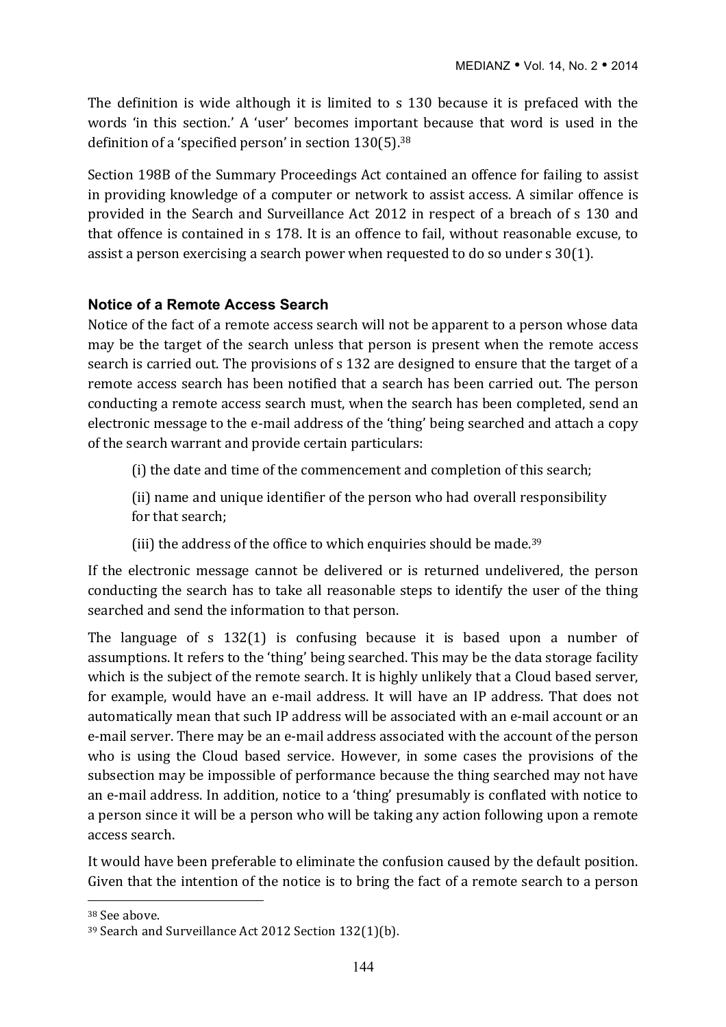The definition is wide although it is limited to s 130 because it is prefaced with the words 'in this section.' A 'user' becomes important because that word is used in the definition of a 'specified person' in section 130(5).[38]

Section 198B of the Summary Proceedings Act contained an offence for failing to assist in providing knowledge of a computer or network to assist access. A similar offence is provided in the Search and Surveillance Act 2012 in respect of a breach of s 130 and that offence is contained in s 178. It is an offence to fail, without reasonable excuse, to assist a person exercising a search power when requested to do so under s 30(1).

### Notice of a Remote Access Search

Notice of the fact of a remote access search will not be apparent to a person whose data may be the target of the search unless that person is present when the remote access search is carried out. The provisions of s 132 are designed to ensure that the target of a remote access search has been notified that a search has been carried out. The person conducting a remote access search must, when the search has been completed, send an electronic message to the e-mail address of the 'thing' being searched and attach a copy of the search warrant and provide certain particulars:

> (i) the date and time of the commencement and completion of this search;
>
> (ii) name and unique identifier of the person who had overall responsibility for that search;
>
> (iii) the address of the office to which enquiries should be made.[39]

If the electronic message cannot be delivered or is returned undelivered, the person conducting the search has to take all reasonable steps to identify the user of the thing searched and send the information to that person.

The language of s 132(1) is confusing because it is based upon a number of assumptions. It refers to the 'thing' being searched. This may be the data storage facility which is the subject of the remote search. It is highly unlikely that a Cloud based server, for example, would have an e-mail address. It will have an IP address. That does not automatically mean that such IP address will be associated with an e-mail account or an e-mail server. There may be an e-mail address associated with the account of the person who is using the Cloud based service. However, in some cases the provisions of the subsection may be impossible of performance because the thing searched may not have an e-mail address. In addition, notice to a 'thing' presumably is conflated with notice to a person since it will be a person who will be taking any action following upon a remote access search.

It would have been preferable to eliminate the confusion caused by the default position. Given that the intention of the notice is to bring the fact of a remote search to a person

---

[38] See above.

[39] Search and Surveillance Act 2012 Section 132(1)(b).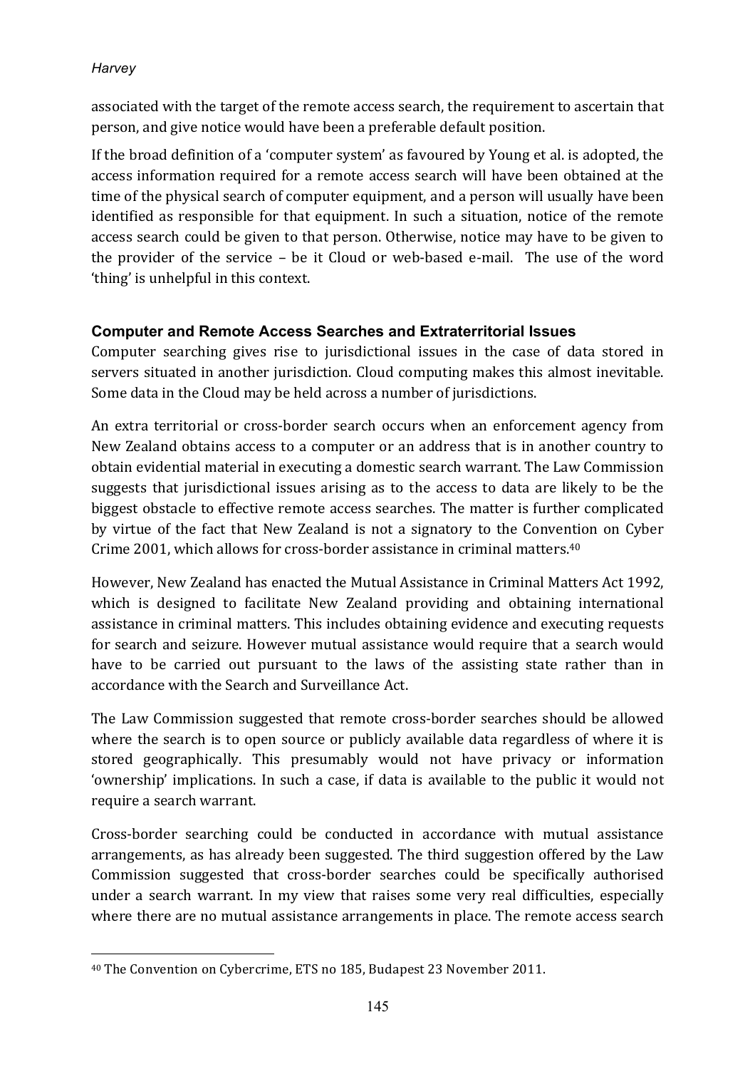associated with the target of the remote access search, the requirement to ascertain that person, and give notice would have been a preferable default position.

If the broad definition of a 'computer system' as favoured by Young et al. is adopted, the access information required for a remote access search will have been obtained at the time of the physical search of computer equipment, and a person will usually have been identified as responsible for that equipment. In such a situation, notice of the remote access search could be given to that person. Otherwise, notice may have to be given to the provider of the service – be it Cloud or web-based e-mail. The use of the word 'thing' is unhelpful in this context.

### Computer and Remote Access Searches and Extraterritorial Issues

Computer searching gives rise to jurisdictional issues in the case of data stored in servers situated in another jurisdiction. Cloud computing makes this almost inevitable. Some data in the Cloud may be held across a number of jurisdictions.

An extra territorial or cross-border search occurs when an enforcement agency from New Zealand obtains access to a computer or an address that is in another country to obtain evidential material in executing a domestic search warrant. The Law Commission suggests that jurisdictional issues arising as to the access to data are likely to be the biggest obstacle to effective remote access searches. The matter is further complicated by virtue of the fact that New Zealand is not a signatory to the Convention on Cyber Crime 2001, which allows for cross-border assistance in criminal matters.[40]

However, New Zealand has enacted the Mutual Assistance in Criminal Matters Act 1992, which is designed to facilitate New Zealand providing and obtaining international assistance in criminal matters. This includes obtaining evidence and executing requests for search and seizure. However mutual assistance would require that a search would have to be carried out pursuant to the laws of the assisting state rather than in accordance with the Search and Surveillance Act.

The Law Commission suggested that remote cross-border searches should be allowed where the search is to open source or publicly available data regardless of where it is stored geographically. This presumably would not have privacy or information 'ownership' implications. In such a case, if data is available to the public it would not require a search warrant.

Cross-border searching could be conducted in accordance with mutual assistance arrangements, as has already been suggested. The third suggestion offered by the Law Commission suggested that cross-border searches could be specifically authorised under a search warrant. In my view that raises some very real difficulties, especially where there are no mutual assistance arrangements in place. The remote access search

[40] The Convention on Cybercrime, ETS no 185, Budapest 23 November 2011.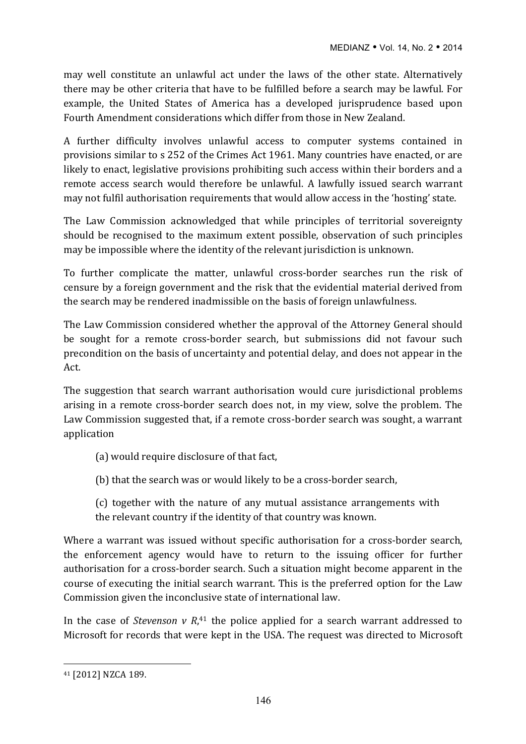may well constitute an unlawful act under the laws of the other state. Alternatively there may be other criteria that have to be fulfilled before a search may be lawful. For example, the United States of America has a developed jurisprudence based upon Fourth Amendment considerations which differ from those in New Zealand.

A further difficulty involves unlawful access to computer systems contained in provisions similar to s 252 of the Crimes Act 1961. Many countries have enacted, or are likely to enact, legislative provisions prohibiting such access within their borders and a remote access search would therefore be unlawful. A lawfully issued search warrant may not fulfil authorisation requirements that would allow access in the 'hosting' state.

The Law Commission acknowledged that while principles of territorial sovereignty should be recognised to the maximum extent possible, observation of such principles may be impossible where the identity of the relevant jurisdiction is unknown.

To further complicate the matter, unlawful cross-border searches run the risk of censure by a foreign government and the risk that the evidential material derived from the search may be rendered inadmissible on the basis of foreign unlawfulness.

The Law Commission considered whether the approval of the Attorney General should be sought for a remote cross-border search, but submissions did not favour such precondition on the basis of uncertainty and potential delay, and does not appear in the Act.

The suggestion that search warrant authorisation would cure jurisdictional problems arising in a remote cross-border search does not, in my view, solve the problem. The Law Commission suggested that, if a remote cross-border search was sought, a warrant application

> (a) would require disclosure of that fact,
>
> (b) that the search was or would likely to be a cross-border search,
>
> (c) together with the nature of any mutual assistance arrangements with the relevant country if the identity of that country was known.

Where a warrant was issued without specific authorisation for a cross-border search, the enforcement agency would have to return to the issuing officer for further authorisation for a cross-border search. Such a situation might become apparent in the course of executing the initial search warrant. This is the preferred option for the Law Commission given the inconclusive state of international law.

In the case of *Stevenson v R*,[41] the police applied for a search warrant addressed to Microsoft for records that were kept in the USA. The request was directed to Microsoft

---

[41] [2012] NZCA 189.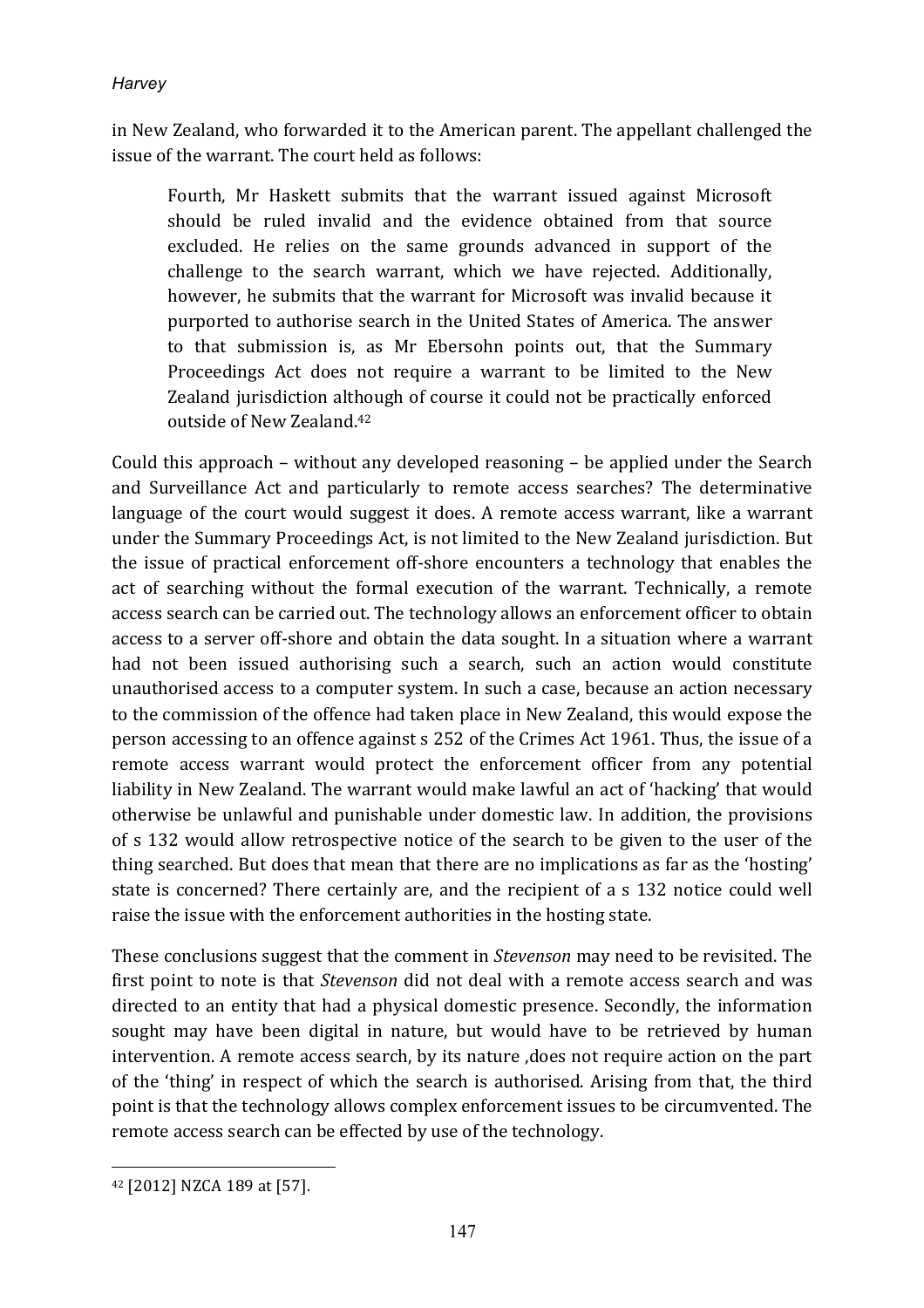in New Zealand, who forwarded it to the American parent. The appellant challenged the issue of the warrant. The court held as follows:

> Fourth, Mr Haskett submits that the warrant issued against Microsoft should be ruled invalid and the evidence obtained from that source excluded. He relies on the same grounds advanced in support of the challenge to the search warrant, which we have rejected. Additionally, however, he submits that the warrant for Microsoft was invalid because it purported to authorise search in the United States of America. The answer to that submission is, as Mr Ebersohn points out, that the Summary Proceedings Act does not require a warrant to be limited to the New Zealand jurisdiction although of course it could not be practically enforced outside of New Zealand.[42]

Could this approach – without any developed reasoning – be applied under the Search and Surveillance Act and particularly to remote access searches? The determinative language of the court would suggest it does. A remote access warrant, like a warrant under the Summary Proceedings Act, is not limited to the New Zealand jurisdiction. But the issue of practical enforcement off-shore encounters a technology that enables the act of searching without the formal execution of the warrant. Technically, a remote access search can be carried out. The technology allows an enforcement officer to obtain access to a server off-shore and obtain the data sought. In a situation where a warrant had not been issued authorising such a search, such an action would constitute unauthorised access to a computer system. In such a case, because an action necessary to the commission of the offence had taken place in New Zealand, this would expose the person accessing to an offence against s 252 of the Crimes Act 1961. Thus, the issue of a remote access warrant would protect the enforcement officer from any potential liability in New Zealand. The warrant would make lawful an act of 'hacking' that would otherwise be unlawful and punishable under domestic law. In addition, the provisions of s 132 would allow retrospective notice of the search to be given to the user of the thing searched. But does that mean that there are no implications as far as the 'hosting' state is concerned? There certainly are, and the recipient of a s 132 notice could well raise the issue with the enforcement authorities in the hosting state.

These conclusions suggest that the comment in *Stevenson* may need to be revisited. The first point to note is that *Stevenson* did not deal with a remote access search and was directed to an entity that had a physical domestic presence. Secondly, the information sought may have been digital in nature, but would have to be retrieved by human intervention. A remote access search, by its nature ,does not require action on the part of the 'thing' in respect of which the search is authorised. Arising from that, the third point is that the technology allows complex enforcement issues to be circumvented. The remote access search can be effected by use of the technology.

[42] [2012] NZCA 189 at [57].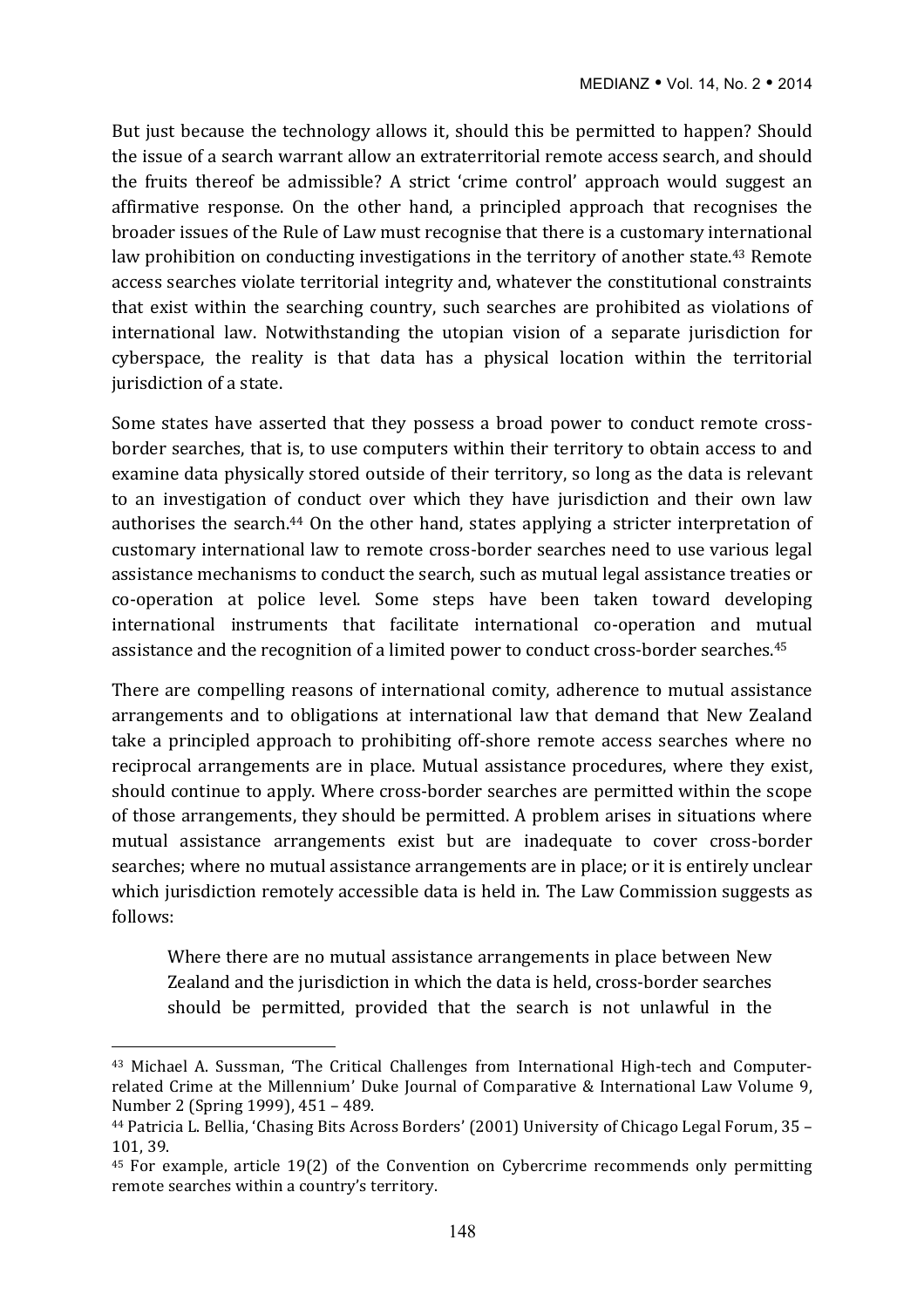But just because the technology allows it, should this be permitted to happen? Should the issue of a search warrant allow an extraterritorial remote access search, and should the fruits thereof be admissible? A strict 'crime control' approach would suggest an affirmative response. On the other hand, a principled approach that recognises the broader issues of the Rule of Law must recognise that there is a customary international law prohibition on conducting investigations in the territory of another state.[43] Remote access searches violate territorial integrity and, whatever the constitutional constraints that exist within the searching country, such searches are prohibited as violations of international law. Notwithstanding the utopian vision of a separate jurisdiction for cyberspace, the reality is that data has a physical location within the territorial jurisdiction of a state.

Some states have asserted that they possess a broad power to conduct remote cross-border searches, that is, to use computers within their territory to obtain access to and examine data physically stored outside of their territory, so long as the data is relevant to an investigation of conduct over which they have jurisdiction and their own law authorises the search.[44] On the other hand, states applying a stricter interpretation of customary international law to remote cross-border searches need to use various legal assistance mechanisms to conduct the search, such as mutual legal assistance treaties or co-operation at police level. Some steps have been taken toward developing international instruments that facilitate international co-operation and mutual assistance and the recognition of a limited power to conduct cross-border searches.[45]

There are compelling reasons of international comity, adherence to mutual assistance arrangements and to obligations at international law that demand that New Zealand take a principled approach to prohibiting off-shore remote access searches where no reciprocal arrangements are in place. Mutual assistance procedures, where they exist, should continue to apply. Where cross-border searches are permitted within the scope of those arrangements, they should be permitted. A problem arises in situations where mutual assistance arrangements exist but are inadequate to cover cross-border searches; where no mutual assistance arrangements are in place; or it is entirely unclear which jurisdiction remotely accessible data is held in. The Law Commission suggests as follows:

> Where there are no mutual assistance arrangements in place between New Zealand and the jurisdiction in which the data is held, cross-border searches should be permitted, provided that the search is not unlawful in the

---

[43] Michael A. Sussman, 'The Critical Challenges from International High-tech and Computer-related Crime at the Millennium' Duke Journal of Comparative & International Law Volume 9, Number 2 (Spring 1999), 451 – 489.

[44] Patricia L. Bellia, 'Chasing Bits Across Borders' (2001) University of Chicago Legal Forum, 35 – 101, 39.

[45] For example, article 19(2) of the Convention on Cybercrime recommends only permitting remote searches within a country's territory.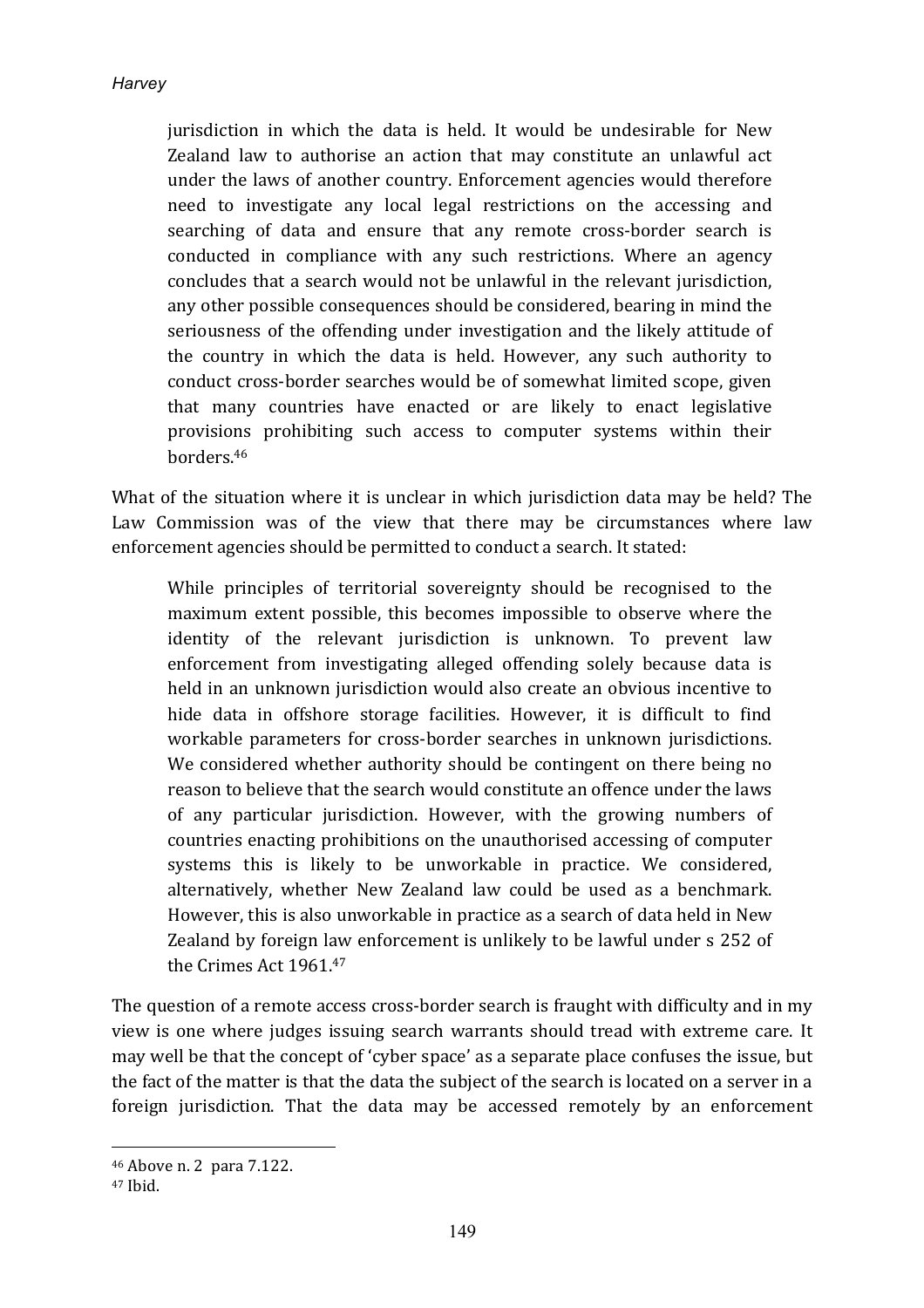> jurisdiction in which the data is held. It would be undesirable for New Zealand law to authorise an action that may constitute an unlawful act under the laws of another country. Enforcement agencies would therefore need to investigate any local legal restrictions on the accessing and searching of data and ensure that any remote cross-border search is conducted in compliance with any such restrictions. Where an agency concludes that a search would not be unlawful in the relevant jurisdiction, any other possible consequences should be considered, bearing in mind the seriousness of the offending under investigation and the likely attitude of the country in which the data is held. However, any such authority to conduct cross-border searches would be of somewhat limited scope, given that many countries have enacted or are likely to enact legislative provisions prohibiting such access to computer systems within their borders.[46]

What of the situation where it is unclear in which jurisdiction data may be held? The Law Commission was of the view that there may be circumstances where law enforcement agencies should be permitted to conduct a search. It stated:

> While principles of territorial sovereignty should be recognised to the maximum extent possible, this becomes impossible to observe where the identity of the relevant jurisdiction is unknown. To prevent law enforcement from investigating alleged offending solely because data is held in an unknown jurisdiction would also create an obvious incentive to hide data in offshore storage facilities. However, it is difficult to find workable parameters for cross-border searches in unknown jurisdictions. We considered whether authority should be contingent on there being no reason to believe that the search would constitute an offence under the laws of any particular jurisdiction. However, with the growing numbers of countries enacting prohibitions on the unauthorised accessing of computer systems this is likely to be unworkable in practice. We considered, alternatively, whether New Zealand law could be used as a benchmark. However, this is also unworkable in practice as a search of data held in New Zealand by foreign law enforcement is unlikely to be lawful under s 252 of the Crimes Act 1961.[47]

The question of a remote access cross-border search is fraught with difficulty and in my view is one where judges issuing search warrants should tread with extreme care. It may well be that the concept of 'cyber space' as a separate place confuses the issue, but the fact of the matter is that the data the subject of the search is located on a server in a foreign jurisdiction. That the data may be accessed remotely by an enforcement

---

[46] Above n. 2 para 7.122.

[47] Ibid.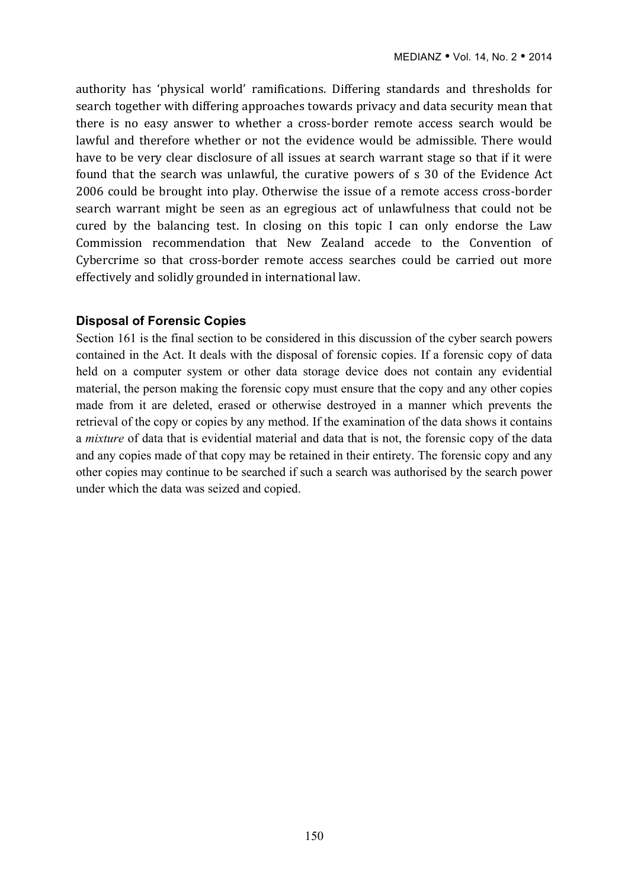authority has 'physical world' ramifications. Differing standards and thresholds for search together with differing approaches towards privacy and data security mean that there is no easy answer to whether a cross-border remote access search would be lawful and therefore whether or not the evidence would be admissible. There would have to be very clear disclosure of all issues at search warrant stage so that if it were found that the search was unlawful, the curative powers of s 30 of the Evidence Act 2006 could be brought into play. Otherwise the issue of a remote access cross-border search warrant might be seen as an egregious act of unlawfulness that could not be cured by the balancing test. In closing on this topic I can only endorse the Law Commission recommendation that New Zealand accede to the Convention of Cybercrime so that cross-border remote access searches could be carried out more effectively and solidly grounded in international law.

### Disposal of Forensic Copies

Section 161 is the final section to be considered in this discussion of the cyber search powers contained in the Act. It deals with the disposal of forensic copies. If a forensic copy of data held on a computer system or other data storage device does not contain any evidential material, the person making the forensic copy must ensure that the copy and any other copies made from it are deleted, erased or otherwise destroyed in a manner which prevents the retrieval of the copy or copies by any method. If the examination of the data shows it contains a *mixture* of data that is evidential material and data that is not, the forensic copy of the data and any copies made of that copy may be retained in their entirety. The forensic copy and any other copies may continue to be searched if such a search was authorised by the search power under which the data was seized and copied.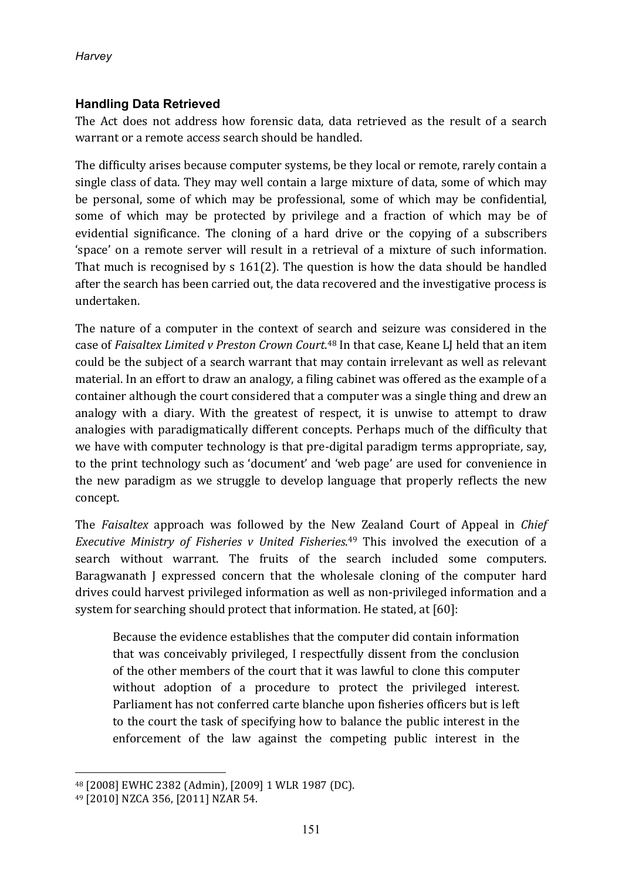## Handling Data Retrieved

The Act does not address how forensic data, data retrieved as the result of a search warrant or a remote access search should be handled.

The difficulty arises because computer systems, be they local or remote, rarely contain a single class of data. They may well contain a large mixture of data, some of which may be personal, some of which may be professional, some of which may be confidential, some of which may be protected by privilege and a fraction of which may be of evidential significance. The cloning of a hard drive or the copying of a subscribers 'space' on a remote server will result in a retrieval of a mixture of such information. That much is recognised by s 161(2). The question is how the data should be handled after the search has been carried out, the data recovered and the investigative process is undertaken.

The nature of a computer in the context of search and seizure was considered in the case of *Faisaltex Limited v Preston Crown Court*.[48] In that case, Keane LJ held that an item could be the subject of a search warrant that may contain irrelevant as well as relevant material. In an effort to draw an analogy, a filing cabinet was offered as the example of a container although the court considered that a computer was a single thing and drew an analogy with a diary. With the greatest of respect, it is unwise to attempt to draw analogies with paradigmatically different concepts. Perhaps much of the difficulty that we have with computer technology is that pre-digital paradigm terms appropriate, say, to the print technology such as 'document' and 'web page' are used for convenience in the new paradigm as we struggle to develop language that properly reflects the new concept.

The *Faisaltex* approach was followed by the New Zealand Court of Appeal in *Chief Executive Ministry of Fisheries v United Fisheries*.[49] This involved the execution of a search without warrant. The fruits of the search included some computers. Baragwanath J expressed concern that the wholesale cloning of the computer hard drives could harvest privileged information as well as non-privileged information and a system for searching should protect that information. He stated, at [60]:

> Because the evidence establishes that the computer did contain information that was conceivably privileged, I respectfully dissent from the conclusion of the other members of the court that it was lawful to clone this computer without adoption of a procedure to protect the privileged interest. Parliament has not conferred carte blanche upon fisheries officers but is left to the court the task of specifying how to balance the public interest in the enforcement of the law against the competing public interest in the

---

[48] [2008] EWHC 2382 (Admin), [2009] 1 WLR 1987 (DC).

[49] [2010] NZCA 356, [2011] NZAR 54.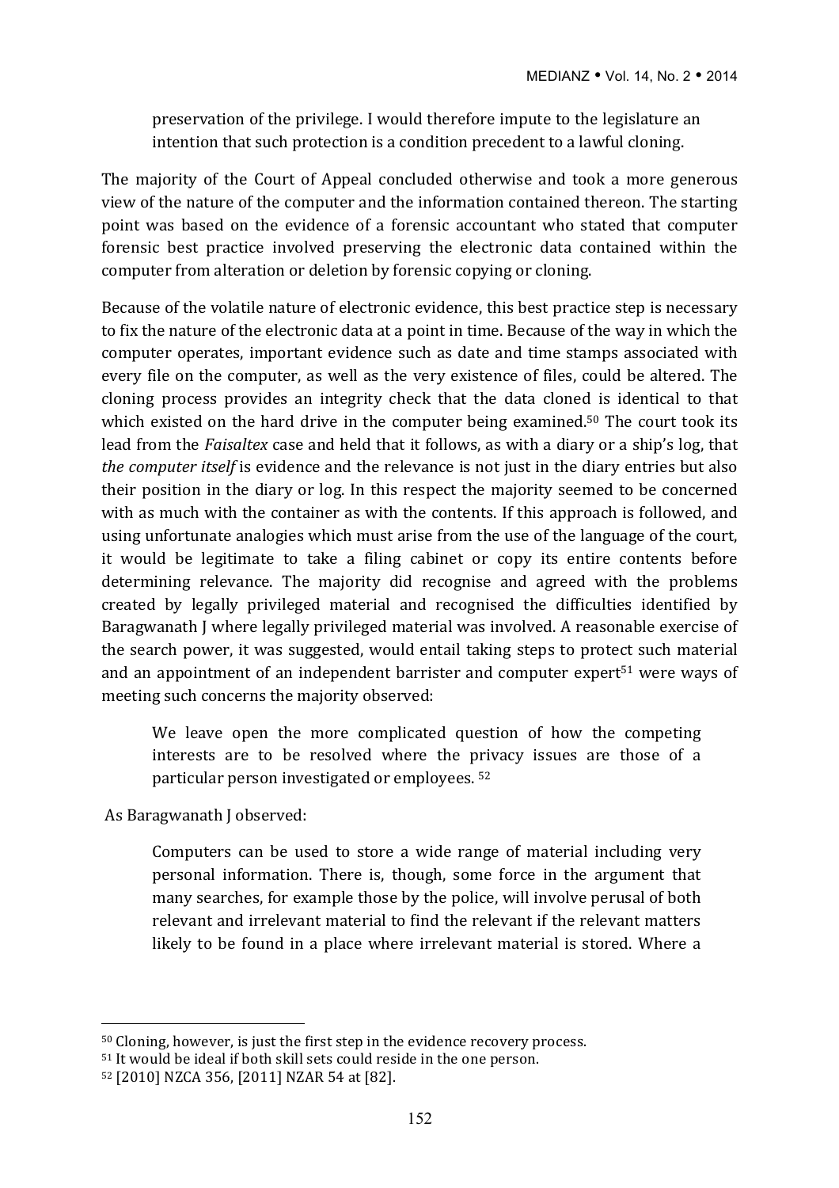> preservation of the privilege. I would therefore impute to the legislature an intention that such protection is a condition precedent to a lawful cloning.

The majority of the Court of Appeal concluded otherwise and took a more generous view of the nature of the computer and the information contained thereon. The starting point was based on the evidence of a forensic accountant who stated that computer forensic best practice involved preserving the electronic data contained within the computer from alteration or deletion by forensic copying or cloning.

Because of the volatile nature of electronic evidence, this best practice step is necessary to fix the nature of the electronic data at a point in time. Because of the way in which the computer operates, important evidence such as date and time stamps associated with every file on the computer, as well as the very existence of files, could be altered. The cloning process provides an integrity check that the data cloned is identical to that which existed on the hard drive in the computer being examined.[50] The court took its lead from the *Faisaltex* case and held that it follows, as with a diary or a ship's log, that *the computer itself* is evidence and the relevance is not just in the diary entries but also their position in the diary or log. In this respect the majority seemed to be concerned with as much with the container as with the contents. If this approach is followed, and using unfortunate analogies which must arise from the use of the language of the court, it would be legitimate to take a filing cabinet or copy its entire contents before determining relevance. The majority did recognise and agreed with the problems created by legally privileged material and recognised the difficulties identified by Baragwanath J where legally privileged material was involved. A reasonable exercise of the search power, it was suggested, would entail taking steps to protect such material and an appointment of an independent barrister and computer expert[51] were ways of meeting such concerns the majority observed:

> We leave open the more complicated question of how the competing interests are to be resolved where the privacy issues are those of a particular person investigated or employees. [52]

As Baragwanath J observed:

> Computers can be used to store a wide range of material including very personal information. There is, though, some force in the argument that many searches, for example those by the police, will involve perusal of both relevant and irrelevant material to find the relevant if the relevant matters likely to be found in a place where irrelevant material is stored. Where a

---

[50] Cloning, however, is just the first step in the evidence recovery process.

[51] It would be ideal if both skill sets could reside in the one person.

[52] [2010] NZCA 356, [2011] NZAR 54 at [82].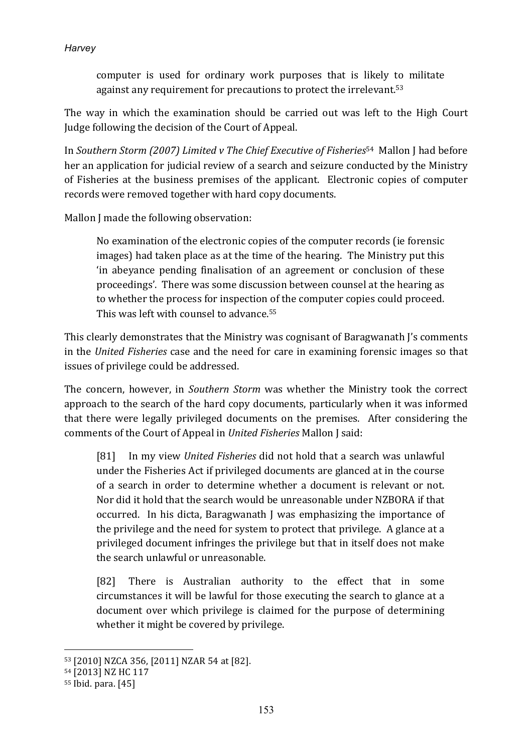> computer is used for ordinary work purposes that is likely to militate against any requirement for precautions to protect the irrelevant.[53]

The way in which the examination should be carried out was left to the High Court Judge following the decision of the Court of Appeal.

In *Southern Storm (2007) Limited v The Chief Executive of Fisheries*[54] Mallon J had before her an application for judicial review of a search and seizure conducted by the Ministry of Fisheries at the business premises of the applicant. Electronic copies of computer records were removed together with hard copy documents.

Mallon J made the following observation:

> No examination of the electronic copies of the computer records (ie forensic images) had taken place as at the time of the hearing. The Ministry put this 'in abeyance pending finalisation of an agreement or conclusion of these proceedings'. There was some discussion between counsel at the hearing as to whether the process for inspection of the computer copies could proceed. This was left with counsel to advance.[55]

This clearly demonstrates that the Ministry was cognisant of Baragwanath J's comments in the *United Fisheries* case and the need for care in examining forensic images so that issues of privilege could be addressed.

The concern, however, in *Southern Storm* was whether the Ministry took the correct approach to the search of the hard copy documents, particularly when it was informed that there were legally privileged documents on the premises. After considering the comments of the Court of Appeal in *United Fisheries* Mallon J said:

> [81] In my view *United Fisheries* did not hold that a search was unlawful under the Fisheries Act if privileged documents are glanced at in the course of a search in order to determine whether a document is relevant or not. Nor did it hold that the search would be unreasonable under NZBORA if that occurred. In his dicta, Baragwanath J was emphasizing the importance of the privilege and the need for system to protect that privilege. A glance at a privileged document infringes the privilege but that in itself does not make the search unlawful or unreasonable.
>
> [82] There is Australian authority to the effect that in some circumstances it will be lawful for those executing the search to glance at a document over which privilege is claimed for the purpose of determining whether it might be covered by privilege.

---

[53] [2010] NZCA 356, [2011] NZAR 54 at [82].

[54] [2013] NZ HC 117

[55] Ibid. para. [45]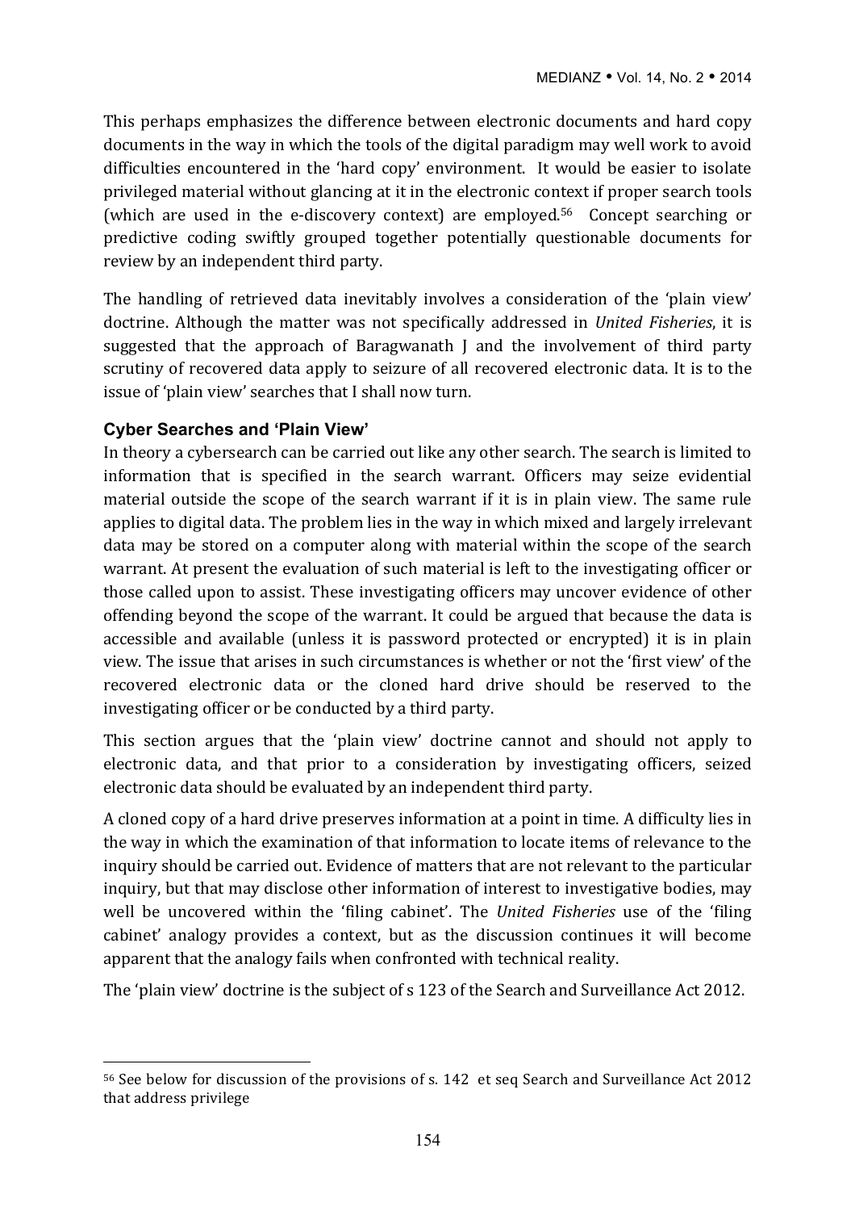This perhaps emphasizes the difference between electronic documents and hard copy documents in the way in which the tools of the digital paradigm may well work to avoid difficulties encountered in the 'hard copy' environment. It would be easier to isolate privileged material without glancing at it in the electronic context if proper search tools (which are used in the e-discovery context) are employed.[56] Concept searching or predictive coding swiftly grouped together potentially questionable documents for review by an independent third party.

The handling of retrieved data inevitably involves a consideration of the 'plain view' doctrine. Although the matter was not specifically addressed in *United Fisheries*, it is suggested that the approach of Baragwanath J and the involvement of third party scrutiny of recovered data apply to seizure of all recovered electronic data. It is to the issue of 'plain view' searches that I shall now turn.

### Cyber Searches and 'Plain View'

In theory a cybersearch can be carried out like any other search. The search is limited to information that is specified in the search warrant. Officers may seize evidential material outside the scope of the search warrant if it is in plain view. The same rule applies to digital data. The problem lies in the way in which mixed and largely irrelevant data may be stored on a computer along with material within the scope of the search warrant. At present the evaluation of such material is left to the investigating officer or those called upon to assist. These investigating officers may uncover evidence of other offending beyond the scope of the warrant. It could be argued that because the data is accessible and available (unless it is password protected or encrypted) it is in plain view. The issue that arises in such circumstances is whether or not the 'first view' of the recovered electronic data or the cloned hard drive should be reserved to the investigating officer or be conducted by a third party.

This section argues that the 'plain view' doctrine cannot and should not apply to electronic data, and that prior to a consideration by investigating officers, seized electronic data should be evaluated by an independent third party.

A cloned copy of a hard drive preserves information at a point in time. A difficulty lies in the way in which the examination of that information to locate items of relevance to the inquiry should be carried out. Evidence of matters that are not relevant to the particular inquiry, but that may disclose other information of interest to investigative bodies, may well be uncovered within the 'filing cabinet'. The *United Fisheries* use of the 'filing cabinet' analogy provides a context, but as the discussion continues it will become apparent that the analogy fails when confronted with technical reality.

The 'plain view' doctrine is the subject of s 123 of the Search and Surveillance Act 2012.

---

[56] See below for discussion of the provisions of s. 142 et seq Search and Surveillance Act 2012 that address privilege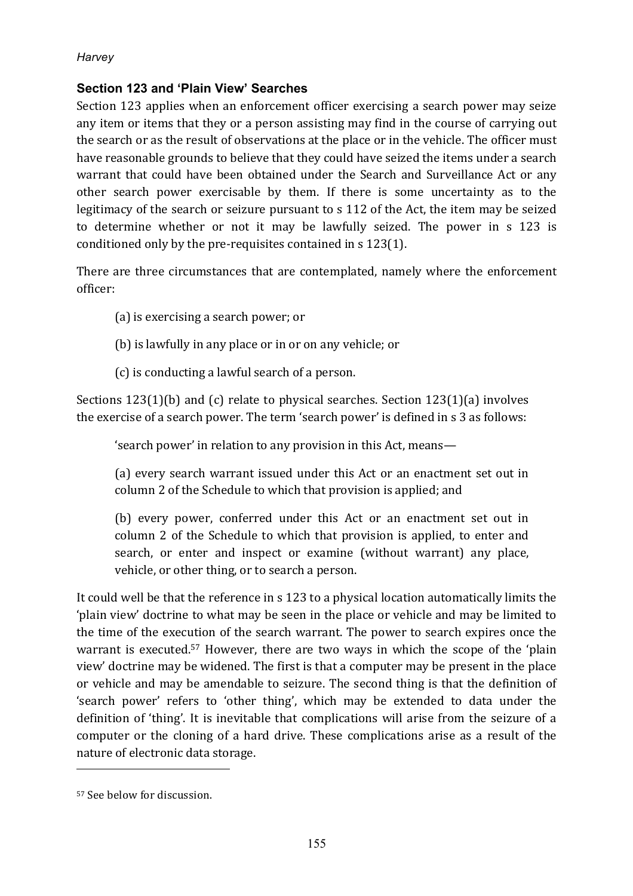## Section 123 and 'Plain View' Searches

Section 123 applies when an enforcement officer exercising a search power may seize any item or items that they or a person assisting may find in the course of carrying out the search or as the result of observations at the place or in the vehicle. The officer must have reasonable grounds to believe that they could have seized the items under a search warrant that could have been obtained under the Search and Surveillance Act or any other search power exercisable by them. If there is some uncertainty as to the legitimacy of the search or seizure pursuant to s 112 of the Act, the item may be seized to determine whether or not it may be lawfully seized. The power in s 123 is conditioned only by the pre-requisites contained in s 123(1).

There are three circumstances that are contemplated, namely where the enforcement officer:

(a) is exercising a search power; or

(b) is lawfully in any place or in or on any vehicle; or

(c) is conducting a lawful search of a person.

Sections 123(1)(b) and (c) relate to physical searches. Section 123(1)(a) involves the exercise of a search power. The term 'search power' is defined in s 3 as follows:

> 'search power' in relation to any provision in this Act, means—
>
> (a) every search warrant issued under this Act or an enactment set out in column 2 of the Schedule to which that provision is applied; and
>
> (b) every power, conferred under this Act or an enactment set out in column 2 of the Schedule to which that provision is applied, to enter and search, or enter and inspect or examine (without warrant) any place, vehicle, or other thing, or to search a person.

It could well be that the reference in s 123 to a physical location automatically limits the 'plain view' doctrine to what may be seen in the place or vehicle and may be limited to the time of the execution of the search warrant. The power to search expires once the warrant is executed.[57] However, there are two ways in which the scope of the 'plain view' doctrine may be widened. The first is that a computer may be present in the place or vehicle and may be amendable to seizure. The second thing is that the definition of 'search power' refers to 'other thing', which may be extended to data under the definition of 'thing'. It is inevitable that complications will arise from the seizure of a computer or the cloning of a hard drive. These complications arise as a result of the nature of electronic data storage.

---

[57] See below for discussion.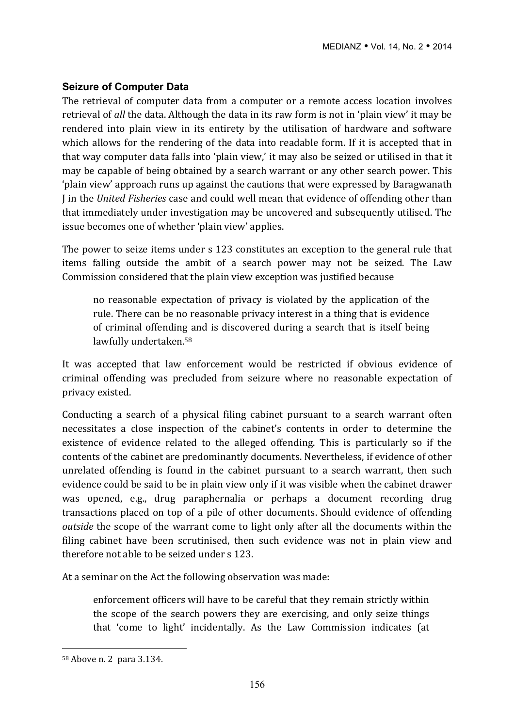### Seizure of Computer Data

The retrieval of computer data from a computer or a remote access location involves retrieval of *all* the data. Although the data in its raw form is not in 'plain view' it may be rendered into plain view in its entirety by the utilisation of hardware and software which allows for the rendering of the data into readable form. If it is accepted that in that way computer data falls into 'plain view,' it may also be seized or utilised in that it may be capable of being obtained by a search warrant or any other search power. This 'plain view' approach runs up against the cautions that were expressed by Baragwanath J in the *United Fisheries* case and could well mean that evidence of offending other than that immediately under investigation may be uncovered and subsequently utilised. The issue becomes one of whether 'plain view' applies.

The power to seize items under s 123 constitutes an exception to the general rule that items falling outside the ambit of a search power may not be seized. The Law Commission considered that the plain view exception was justified because

> no reasonable expectation of privacy is violated by the application of the rule. There can be no reasonable privacy interest in a thing that is evidence of criminal offending and is discovered during a search that is itself being lawfully undertaken.[58]

It was accepted that law enforcement would be restricted if obvious evidence of criminal offending was precluded from seizure where no reasonable expectation of privacy existed.

Conducting a search of a physical filing cabinet pursuant to a search warrant often necessitates a close inspection of the cabinet's contents in order to determine the existence of evidence related to the alleged offending. This is particularly so if the contents of the cabinet are predominantly documents. Nevertheless, if evidence of other unrelated offending is found in the cabinet pursuant to a search warrant, then such evidence could be said to be in plain view only if it was visible when the cabinet drawer was opened, e.g., drug paraphernalia or perhaps a document recording drug transactions placed on top of a pile of other documents. Should evidence of offending *outside* the scope of the warrant come to light only after all the documents within the filing cabinet have been scrutinised, then such evidence was not in plain view and therefore not able to be seized under s 123.

At a seminar on the Act the following observation was made:

> enforcement officers will have to be careful that they remain strictly within the scope of the search powers they are exercising, and only seize things that 'come to light' incidentally. As the Law Commission indicates (at

---

[58] Above n. 2 para 3.134.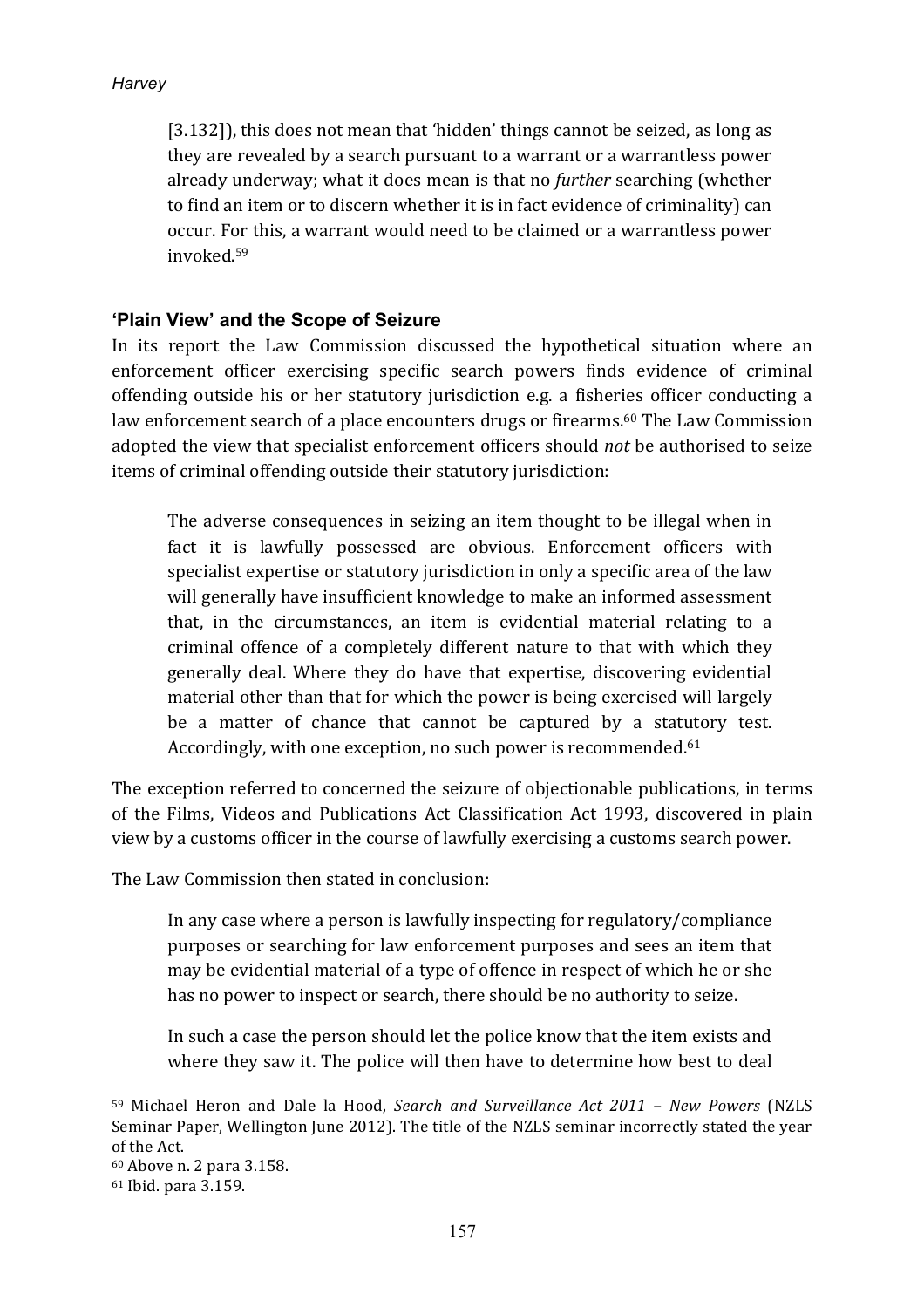> [3.132]), this does not mean that 'hidden' things cannot be seized, as long as they are revealed by a search pursuant to a warrant or a warrantless power already underway; what it does mean is that no *further* searching (whether to find an item or to discern whether it is in fact evidence of criminality) can occur. For this, a warrant would need to be claimed or a warrantless power invoked.[59]

### 'Plain View' and the Scope of Seizure

In its report the Law Commission discussed the hypothetical situation where an enforcement officer exercising specific search powers finds evidence of criminal offending outside his or her statutory jurisdiction e.g. a fisheries officer conducting a law enforcement search of a place encounters drugs or firearms.[60] The Law Commission adopted the view that specialist enforcement officers should *not* be authorised to seize items of criminal offending outside their statutory jurisdiction:

> The adverse consequences in seizing an item thought to be illegal when in fact it is lawfully possessed are obvious. Enforcement officers with specialist expertise or statutory jurisdiction in only a specific area of the law will generally have insufficient knowledge to make an informed assessment that, in the circumstances, an item is evidential material relating to a criminal offence of a completely different nature to that with which they generally deal. Where they do have that expertise, discovering evidential material other than that for which the power is being exercised will largely be a matter of chance that cannot be captured by a statutory test. Accordingly, with one exception, no such power is recommended.[61]

The exception referred to concerned the seizure of objectionable publications, in terms of the Films, Videos and Publications Act Classification Act 1993, discovered in plain view by a customs officer in the course of lawfully exercising a customs search power.

The Law Commission then stated in conclusion:

> In any case where a person is lawfully inspecting for regulatory/compliance purposes or searching for law enforcement purposes and sees an item that may be evidential material of a type of offence in respect of which he or she has no power to inspect or search, there should be no authority to seize.
>
> In such a case the person should let the police know that the item exists and where they saw it. The police will then have to determine how best to deal

---

[59] Michael Heron and Dale la Hood, *Search and Surveillance Act 2011 – New Powers* (NZLS Seminar Paper, Wellington June 2012). The title of the NZLS seminar incorrectly stated the year of the Act.

[60] Above n. 2 para 3.158.

[61] Ibid. para 3.159.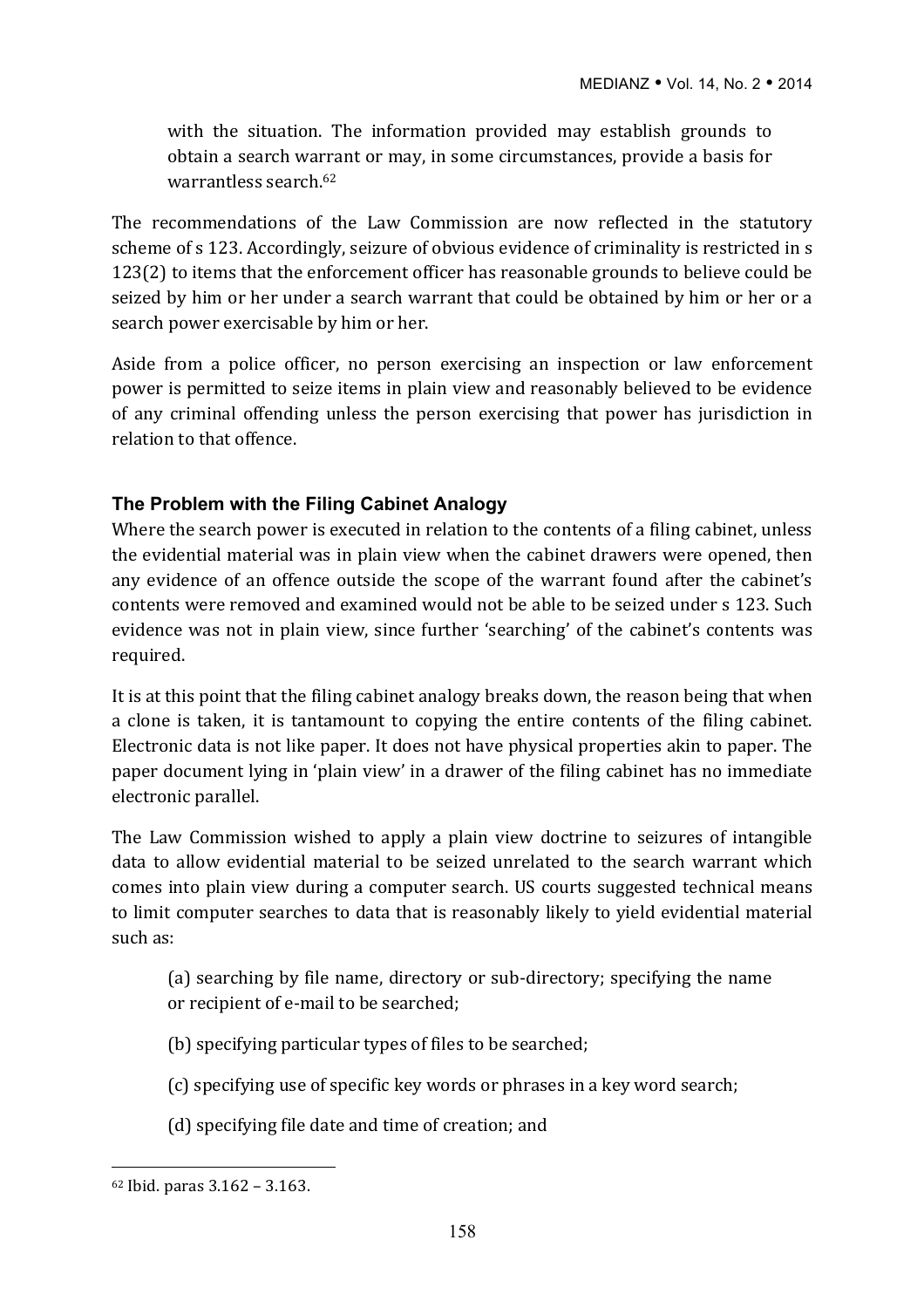with the situation. The information provided may establish grounds to obtain a search warrant or may, in some circumstances, provide a basis for warrantless search.[62]

The recommendations of the Law Commission are now reflected in the statutory scheme of s 123. Accordingly, seizure of obvious evidence of criminality is restricted in s 123(2) to items that the enforcement officer has reasonable grounds to believe could be seized by him or her under a search warrant that could be obtained by him or her or a search power exercisable by him or her.

Aside from a police officer, no person exercising an inspection or law enforcement power is permitted to seize items in plain view and reasonably believed to be evidence of any criminal offending unless the person exercising that power has jurisdiction in relation to that offence.

## The Problem with the Filing Cabinet Analogy

Where the search power is executed in relation to the contents of a filing cabinet, unless the evidential material was in plain view when the cabinet drawers were opened, then any evidence of an offence outside the scope of the warrant found after the cabinet's contents were removed and examined would not be able to be seized under s 123. Such evidence was not in plain view, since further 'searching' of the cabinet's contents was required.

It is at this point that the filing cabinet analogy breaks down, the reason being that when a clone is taken, it is tantamount to copying the entire contents of the filing cabinet. Electronic data is not like paper. It does not have physical properties akin to paper. The paper document lying in 'plain view' in a drawer of the filing cabinet has no immediate electronic parallel.

The Law Commission wished to apply a plain view doctrine to seizures of intangible data to allow evidential material to be seized unrelated to the search warrant which comes into plain view during a computer search. US courts suggested technical means to limit computer searches to data that is reasonably likely to yield evidential material such as:

(a) searching by file name, directory or sub-directory; specifying the name or recipient of e-mail to be searched;

(b) specifying particular types of files to be searched;

(c) specifying use of specific key words or phrases in a key word search;

(d) specifying file date and time of creation; and

---

[62] Ibid. paras 3.162 – 3.163.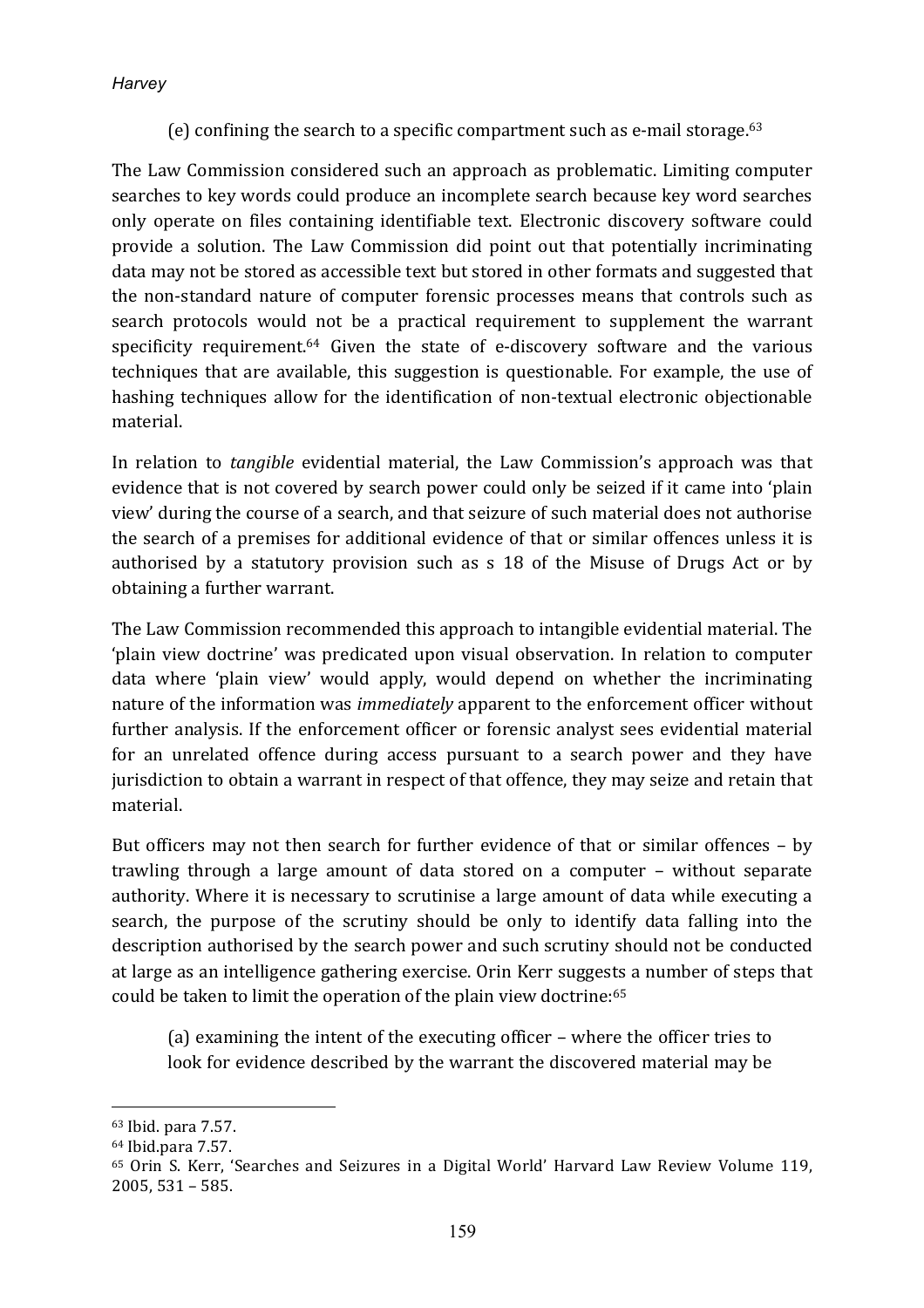(e) confining the search to a specific compartment such as e-mail storage.[63]

The Law Commission considered such an approach as problematic. Limiting computer searches to key words could produce an incomplete search because key word searches only operate on files containing identifiable text. Electronic discovery software could provide a solution. The Law Commission did point out that potentially incriminating data may not be stored as accessible text but stored in other formats and suggested that the non-standard nature of computer forensic processes means that controls such as search protocols would not be a practical requirement to supplement the warrant specificity requirement.[64] Given the state of e-discovery software and the various techniques that are available, this suggestion is questionable. For example, the use of hashing techniques allow for the identification of non-textual electronic objectionable material.

In relation to *tangible* evidential material, the Law Commission's approach was that evidence that is not covered by search power could only be seized if it came into 'plain view' during the course of a search, and that seizure of such material does not authorise the search of a premises for additional evidence of that or similar offences unless it is authorised by a statutory provision such as s 18 of the Misuse of Drugs Act or by obtaining a further warrant.

The Law Commission recommended this approach to intangible evidential material. The 'plain view doctrine' was predicated upon visual observation. In relation to computer data where 'plain view' would apply, would depend on whether the incriminating nature of the information was *immediately* apparent to the enforcement officer without further analysis. If the enforcement officer or forensic analyst sees evidential material for an unrelated offence during access pursuant to a search power and they have jurisdiction to obtain a warrant in respect of that offence, they may seize and retain that material.

But officers may not then search for further evidence of that or similar offences – by trawling through a large amount of data stored on a computer – without separate authority. Where it is necessary to scrutinise a large amount of data while executing a search, the purpose of the scrutiny should be only to identify data falling into the description authorised by the search power and such scrutiny should not be conducted at large as an intelligence gathering exercise. Orin Kerr suggests a number of steps that could be taken to limit the operation of the plain view doctrine:[65]

(a) examining the intent of the executing officer – where the officer tries to look for evidence described by the warrant the discovered material may be

---

[63] Ibid. para 7.57.

[64] Ibid.para 7.57.

[65] Orin S. Kerr, 'Searches and Seizures in a Digital World' Harvard Law Review Volume 119, 2005, 531 – 585.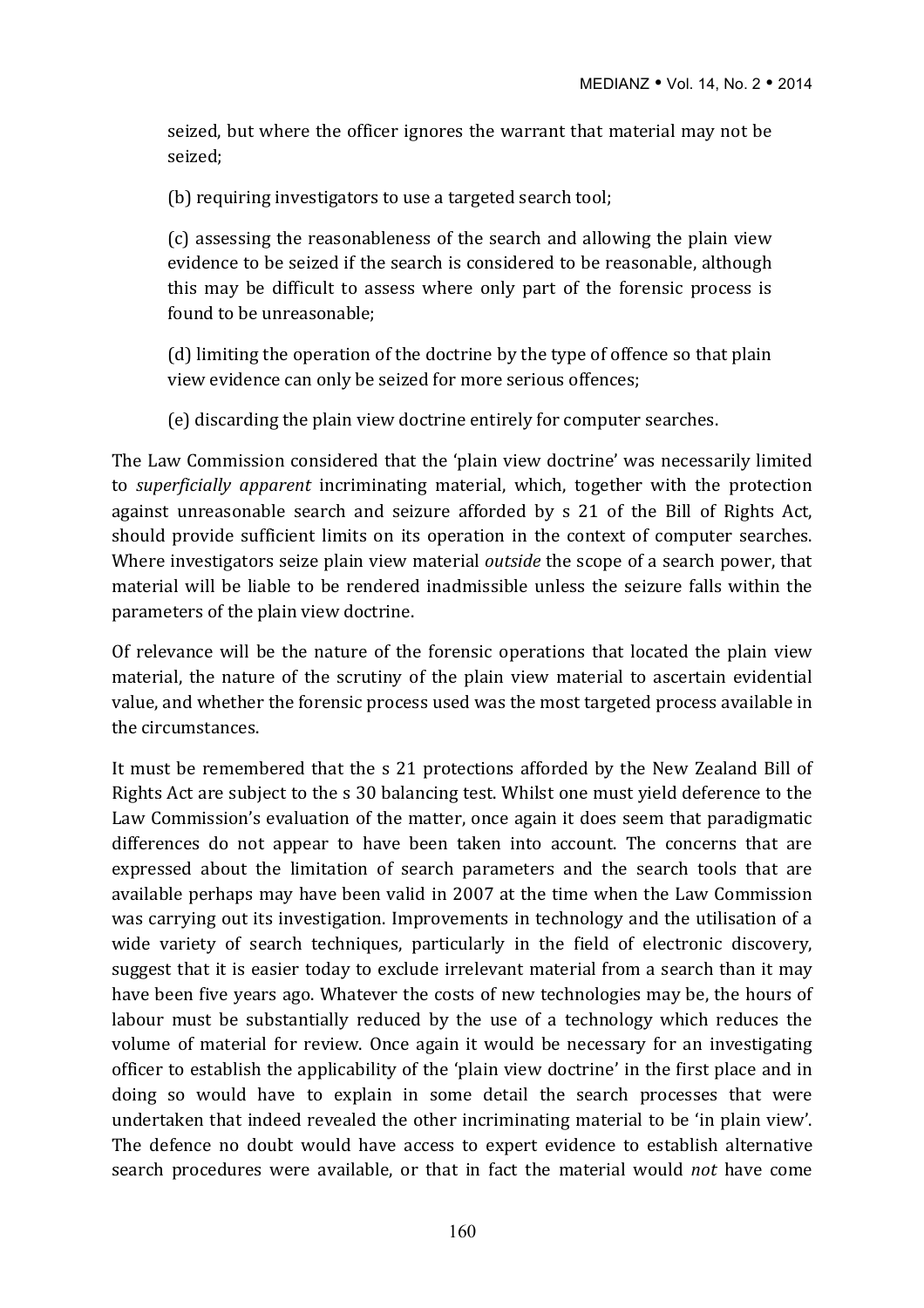seized, but where the officer ignores the warrant that material may not be seized;

(b) requiring investigators to use a targeted search tool;

(c) assessing the reasonableness of the search and allowing the plain view evidence to be seized if the search is considered to be reasonable, although this may be difficult to assess where only part of the forensic process is found to be unreasonable;

(d) limiting the operation of the doctrine by the type of offence so that plain view evidence can only be seized for more serious offences;

(e) discarding the plain view doctrine entirely for computer searches.

The Law Commission considered that the 'plain view doctrine' was necessarily limited to *superficially apparent* incriminating material, which, together with the protection against unreasonable search and seizure afforded by s 21 of the Bill of Rights Act, should provide sufficient limits on its operation in the context of computer searches. Where investigators seize plain view material *outside* the scope of a search power, that material will be liable to be rendered inadmissible unless the seizure falls within the parameters of the plain view doctrine.

Of relevance will be the nature of the forensic operations that located the plain view material, the nature of the scrutiny of the plain view material to ascertain evidential value, and whether the forensic process used was the most targeted process available in the circumstances.

It must be remembered that the s 21 protections afforded by the New Zealand Bill of Rights Act are subject to the s 30 balancing test. Whilst one must yield deference to the Law Commission's evaluation of the matter, once again it does seem that paradigmatic differences do not appear to have been taken into account. The concerns that are expressed about the limitation of search parameters and the search tools that are available perhaps may have been valid in 2007 at the time when the Law Commission was carrying out its investigation. Improvements in technology and the utilisation of a wide variety of search techniques, particularly in the field of electronic discovery, suggest that it is easier today to exclude irrelevant material from a search than it may have been five years ago. Whatever the costs of new technologies may be, the hours of labour must be substantially reduced by the use of a technology which reduces the volume of material for review. Once again it would be necessary for an investigating officer to establish the applicability of the 'plain view doctrine' in the first place and in doing so would have to explain in some detail the search processes that were undertaken that indeed revealed the other incriminating material to be 'in plain view'. The defence no doubt would have access to expert evidence to establish alternative search procedures were available, or that in fact the material would *not* have come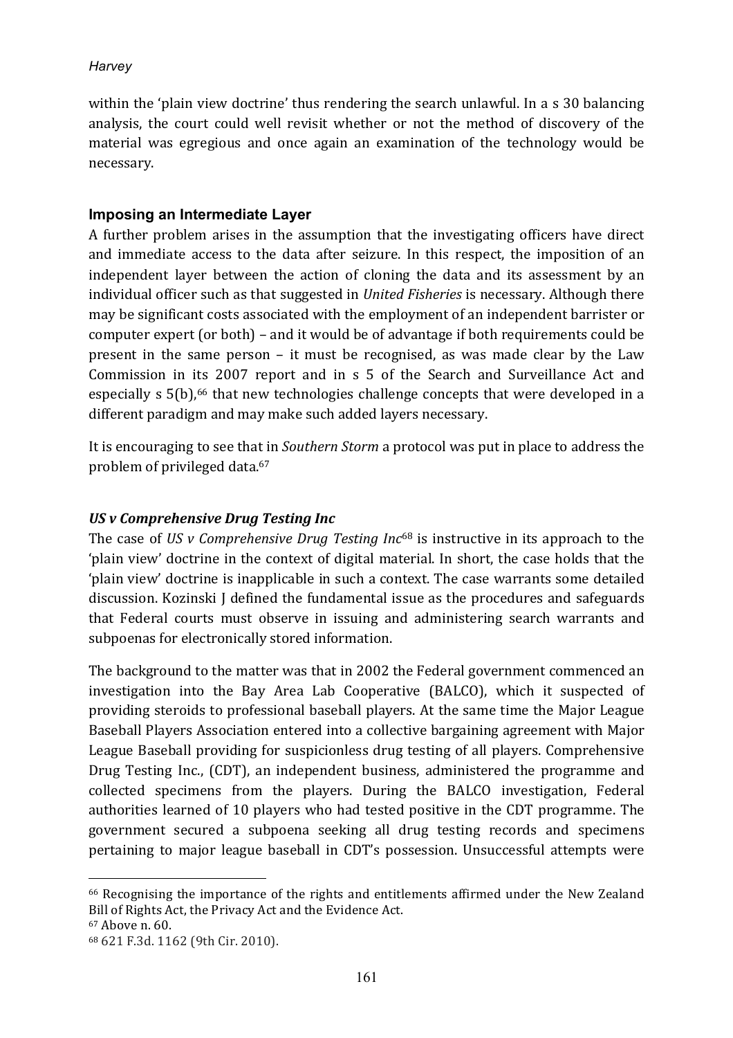within the 'plain view doctrine' thus rendering the search unlawful. In a s 30 balancing analysis, the court could well revisit whether or not the method of discovery of the material was egregious and once again an examination of the technology would be necessary.

### Imposing an Intermediate Layer

A further problem arises in the assumption that the investigating officers have direct and immediate access to the data after seizure. In this respect, the imposition of an independent layer between the action of cloning the data and its assessment by an individual officer such as that suggested in *United Fisheries* is necessary. Although there may be significant costs associated with the employment of an independent barrister or computer expert (or both) – and it would be of advantage if both requirements could be present in the same person – it must be recognised, as was made clear by the Law Commission in its 2007 report and in s 5 of the Search and Surveillance Act and especially s 5(b),[66] that new technologies challenge concepts that were developed in a different paradigm and may make such added layers necessary.

It is encouraging to see that in *Southern Storm* a protocol was put in place to address the problem of privileged data.[67]

### *US v Comprehensive Drug Testing Inc*

The case of *US v Comprehensive Drug Testing Inc*[68] is instructive in its approach to the 'plain view' doctrine in the context of digital material. In short, the case holds that the 'plain view' doctrine is inapplicable in such a context. The case warrants some detailed discussion. Kozinski J defined the fundamental issue as the procedures and safeguards that Federal courts must observe in issuing and administering search warrants and subpoenas for electronically stored information.

The background to the matter was that in 2002 the Federal government commenced an investigation into the Bay Area Lab Cooperative (BALCO), which it suspected of providing steroids to professional baseball players. At the same time the Major League Baseball Players Association entered into a collective bargaining agreement with Major League Baseball providing for suspicionless drug testing of all players. Comprehensive Drug Testing Inc., (CDT), an independent business, administered the programme and collected specimens from the players. During the BALCO investigation, Federal authorities learned of 10 players who had tested positive in the CDT programme. The government secured a subpoena seeking all drug testing records and specimens pertaining to major league baseball in CDT's possession. Unsuccessful attempts were

---

[66] Recognising the importance of the rights and entitlements affirmed under the New Zealand Bill of Rights Act, the Privacy Act and the Evidence Act.

[67] Above n. 60.

[68] 621 F.3d. 1162 (9th Cir. 2010).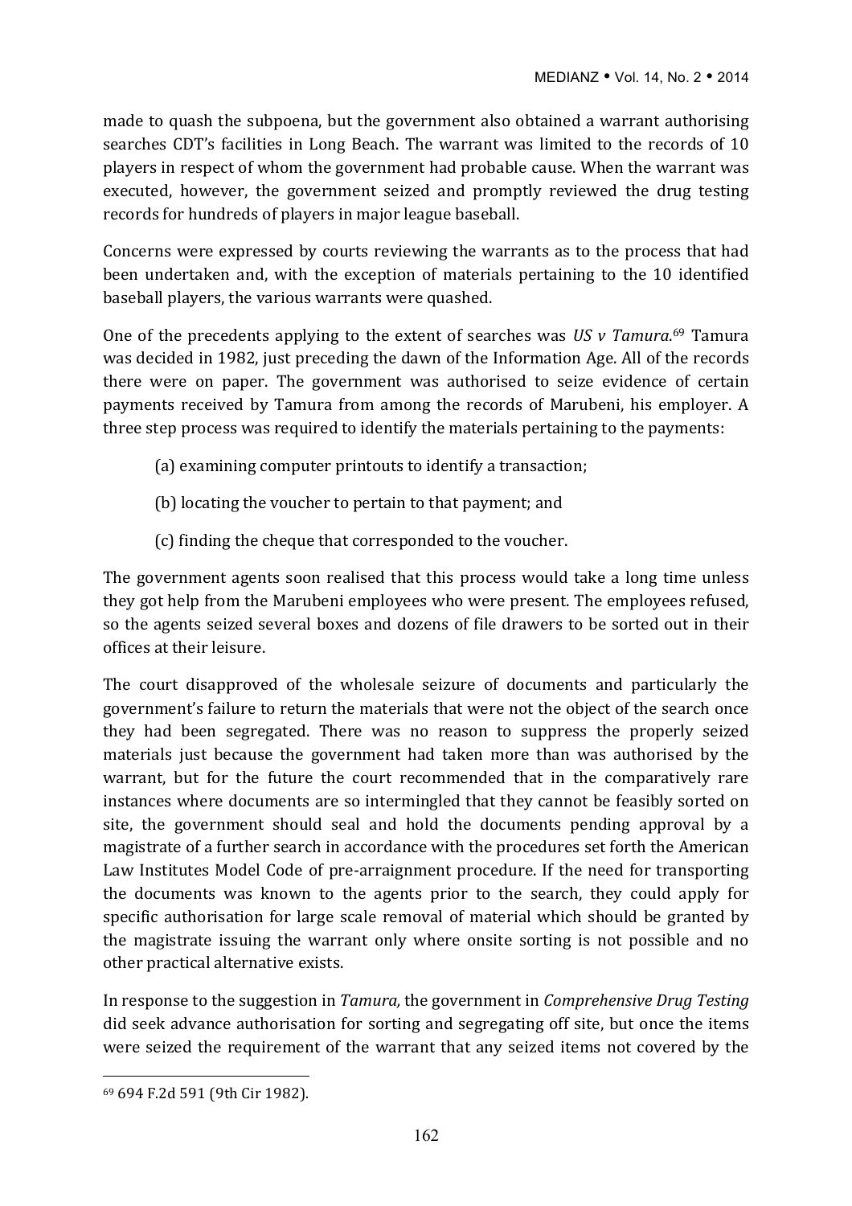made to quash the subpoena, but the government also obtained a warrant authorising searches CDT's facilities in Long Beach. The warrant was limited to the records of 10 players in respect of whom the government had probable cause. When the warrant was executed, however, the government seized and promptly reviewed the drug testing records for hundreds of players in major league baseball.

Concerns were expressed by courts reviewing the warrants as to the process that had been undertaken and, with the exception of materials pertaining to the 10 identified baseball players, the various warrants were quashed.

One of the precedents applying to the extent of searches was *US v Tamura.*[69] Tamura was decided in 1982, just preceding the dawn of the Information Age. All of the records there were on paper. The government was authorised to seize evidence of certain payments received by Tamura from among the records of Marubeni, his employer. A three step process was required to identify the materials pertaining to the payments:

(a) examining computer printouts to identify a transaction;

(b) locating the voucher to pertain to that payment; and

(c) finding the cheque that corresponded to the voucher.

The government agents soon realised that this process would take a long time unless they got help from the Marubeni employees who were present. The employees refused, so the agents seized several boxes and dozens of file drawers to be sorted out in their offices at their leisure.

The court disapproved of the wholesale seizure of documents and particularly the government's failure to return the materials that were not the object of the search once they had been segregated. There was no reason to suppress the properly seized materials just because the government had taken more than was authorised by the warrant, but for the future the court recommended that in the comparatively rare instances where documents are so intermingled that they cannot be feasibly sorted on site, the government should seal and hold the documents pending approval by a magistrate of a further search in accordance with the procedures set forth the American Law Institutes Model Code of pre-arraignment procedure. If the need for transporting the documents was known to the agents prior to the search, they could apply for specific authorisation for large scale removal of material which should be granted by the magistrate issuing the warrant only where onsite sorting is not possible and no other practical alternative exists.

In response to the suggestion in *Tamura,* the government in *Comprehensive Drug Testing* did seek advance authorisation for sorting and segregating off site, but once the items were seized the requirement of the warrant that any seized items not covered by the

[69] 694 F.2d 591 (9th Cir 1982).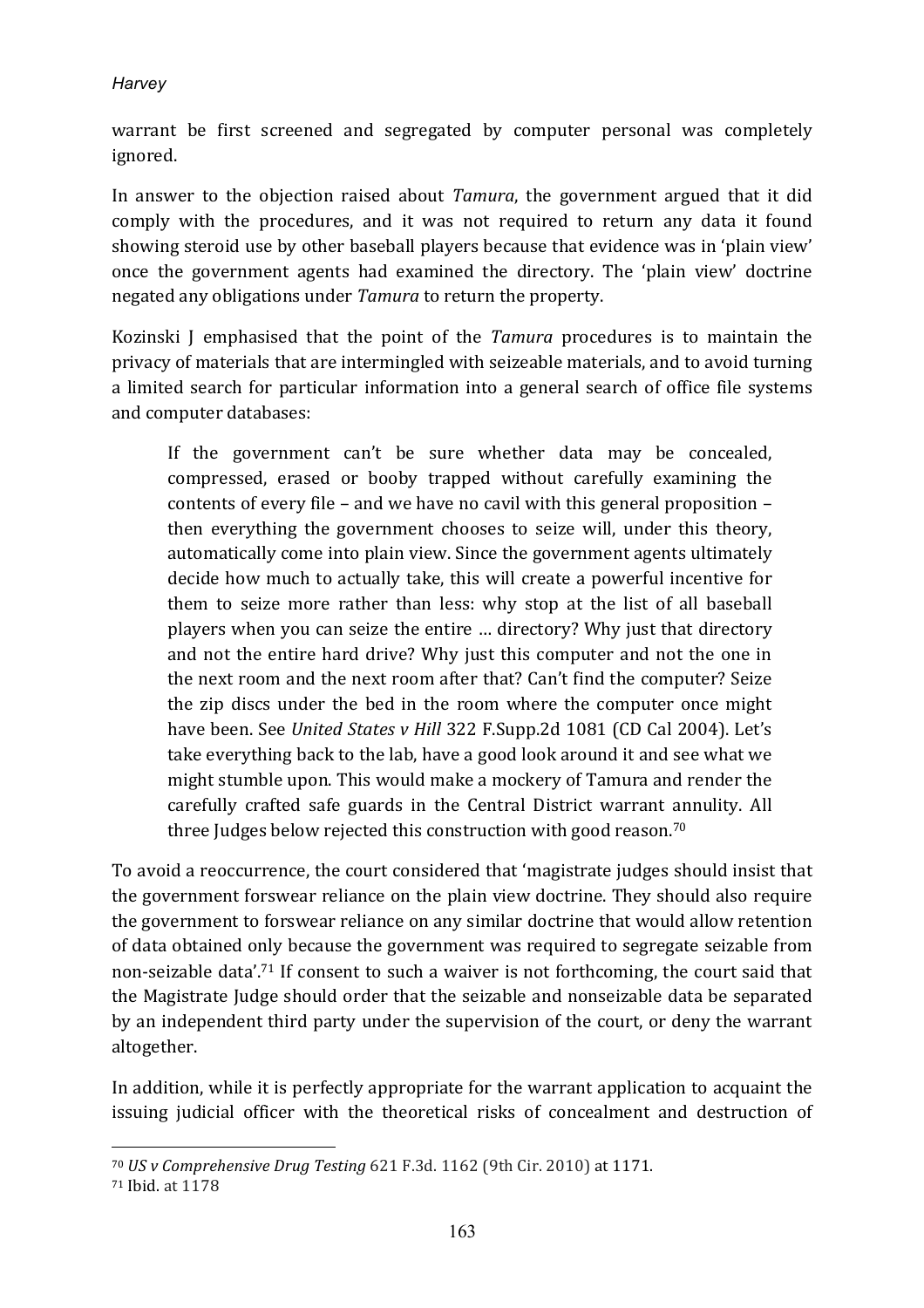warrant be first screened and segregated by computer personal was completely ignored.

In answer to the objection raised about *Tamura*, the government argued that it did comply with the procedures, and it was not required to return any data it found showing steroid use by other baseball players because that evidence was in 'plain view' once the government agents had examined the directory. The 'plain view' doctrine negated any obligations under *Tamura* to return the property.

Kozinski J emphasised that the point of the *Tamura* procedures is to maintain the privacy of materials that are intermingled with seizeable materials, and to avoid turning a limited search for particular information into a general search of office file systems and computer databases:

> If the government can't be sure whether data may be concealed, compressed, erased or booby trapped without carefully examining the contents of every file – and we have no cavil with this general proposition – then everything the government chooses to seize will, under this theory, automatically come into plain view. Since the government agents ultimately decide how much to actually take, this will create a powerful incentive for them to seize more rather than less: why stop at the list of all baseball players when you can seize the entire … directory? Why just that directory and not the entire hard drive? Why just this computer and not the one in the next room and the next room after that? Can't find the computer? Seize the zip discs under the bed in the room where the computer once might have been. See *United States v Hill* 322 F.Supp.2d 1081 (CD Cal 2004). Let's take everything back to the lab, have a good look around it and see what we might stumble upon. This would make a mockery of Tamura and render the carefully crafted safe guards in the Central District warrant annulity. All three Judges below rejected this construction with good reason.[70]

To avoid a reoccurrence, the court considered that 'magistrate judges should insist that the government forswear reliance on the plain view doctrine. They should also require the government to forswear reliance on any similar doctrine that would allow retention of data obtained only because the government was required to segregate seizable from non-seizable data'.[71] If consent to such a waiver is not forthcoming, the court said that the Magistrate Judge should order that the seizable and nonseizable data be separated by an independent third party under the supervision of the court, or deny the warrant altogether.

In addition, while it is perfectly appropriate for the warrant application to acquaint the issuing judicial officer with the theoretical risks of concealment and destruction of

---

[70] *US v Comprehensive Drug Testing* 621 F.3d. 1162 (9th Cir. 2010) at 1171.

[71] Ibid. at 1178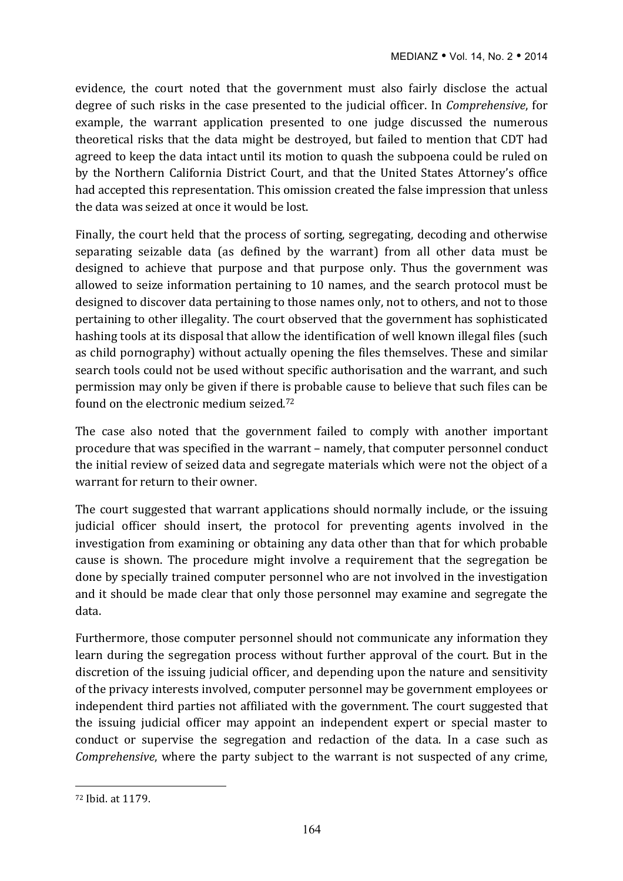evidence, the court noted that the government must also fairly disclose the actual degree of such risks in the case presented to the judicial officer. In *Comprehensive*, for example, the warrant application presented to one judge discussed the numerous theoretical risks that the data might be destroyed, but failed to mention that CDT had agreed to keep the data intact until its motion to quash the subpoena could be ruled on by the Northern California District Court, and that the United States Attorney's office had accepted this representation. This omission created the false impression that unless the data was seized at once it would be lost.

Finally, the court held that the process of sorting, segregating, decoding and otherwise separating seizable data (as defined by the warrant) from all other data must be designed to achieve that purpose and that purpose only. Thus the government was allowed to seize information pertaining to 10 names, and the search protocol must be designed to discover data pertaining to those names only, not to others, and not to those pertaining to other illegality. The court observed that the government has sophisticated hashing tools at its disposal that allow the identification of well known illegal files (such as child pornography) without actually opening the files themselves. These and similar search tools could not be used without specific authorisation and the warrant, and such permission may only be given if there is probable cause to believe that such files can be found on the electronic medium seized.[72]

The case also noted that the government failed to comply with another important procedure that was specified in the warrant – namely, that computer personnel conduct the initial review of seized data and segregate materials which were not the object of a warrant for return to their owner.

The court suggested that warrant applications should normally include, or the issuing judicial officer should insert, the protocol for preventing agents involved in the investigation from examining or obtaining any data other than that for which probable cause is shown. The procedure might involve a requirement that the segregation be done by specially trained computer personnel who are not involved in the investigation and it should be made clear that only those personnel may examine and segregate the data.

Furthermore, those computer personnel should not communicate any information they learn during the segregation process without further approval of the court. But in the discretion of the issuing judicial officer, and depending upon the nature and sensitivity of the privacy interests involved, computer personnel may be government employees or independent third parties not affiliated with the government. The court suggested that the issuing judicial officer may appoint an independent expert or special master to conduct or supervise the segregation and redaction of the data. In a case such as *Comprehensive*, where the party subject to the warrant is not suspected of any crime,

[72] Ibid. at 1179.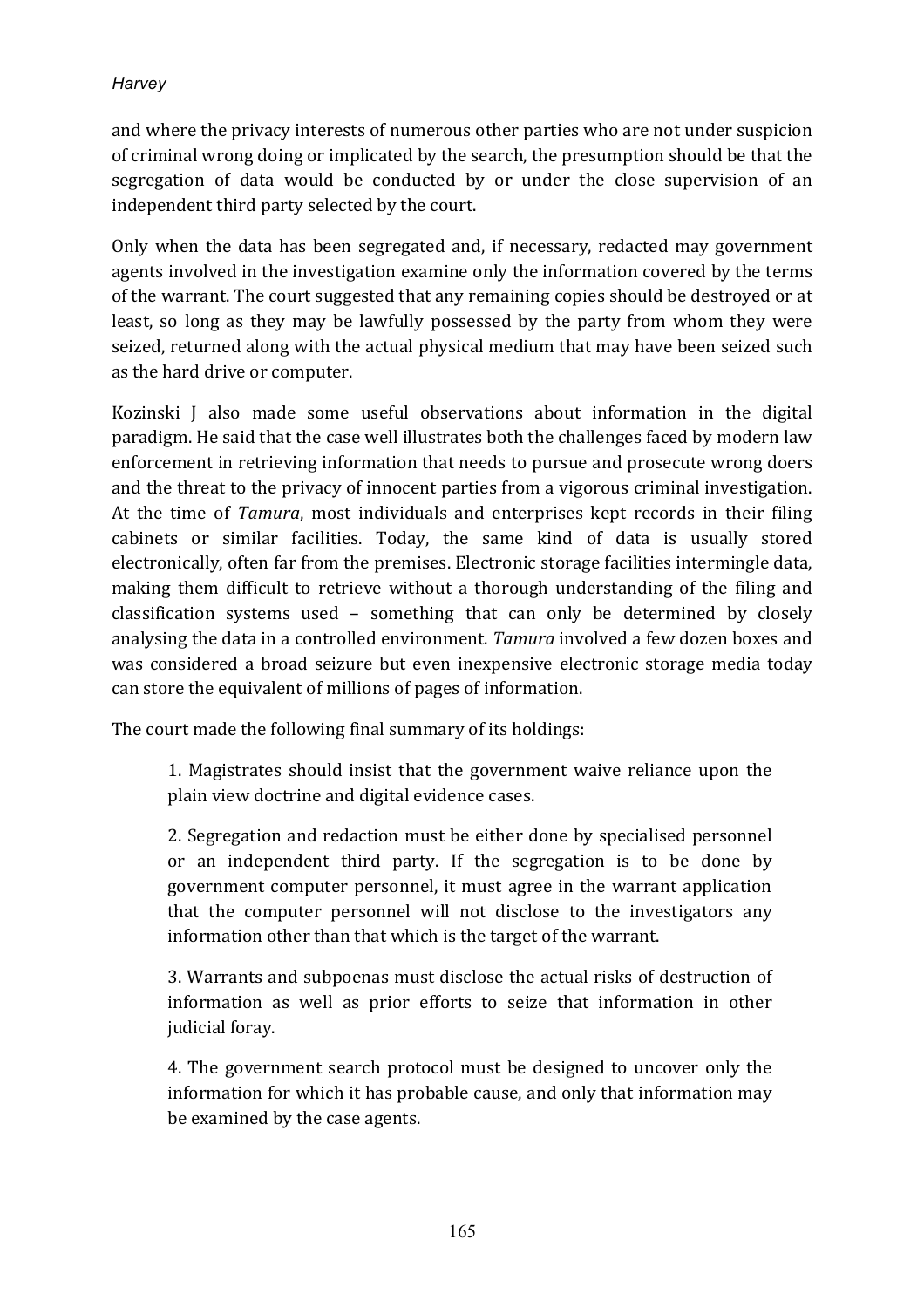and where the privacy interests of numerous other parties who are not under suspicion of criminal wrong doing or implicated by the search, the presumption should be that the segregation of data would be conducted by or under the close supervision of an independent third party selected by the court.

Only when the data has been segregated and, if necessary, redacted may government agents involved in the investigation examine only the information covered by the terms of the warrant. The court suggested that any remaining copies should be destroyed or at least, so long as they may be lawfully possessed by the party from whom they were seized, returned along with the actual physical medium that may have been seized such as the hard drive or computer.

Kozinski J also made some useful observations about information in the digital paradigm. He said that the case well illustrates both the challenges faced by modern law enforcement in retrieving information that needs to pursue and prosecute wrong doers and the threat to the privacy of innocent parties from a vigorous criminal investigation. At the time of *Tamura*, most individuals and enterprises kept records in their filing cabinets or similar facilities. Today, the same kind of data is usually stored electronically, often far from the premises. Electronic storage facilities intermingle data, making them difficult to retrieve without a thorough understanding of the filing and classification systems used – something that can only be determined by closely analysing the data in a controlled environment. *Tamura* involved a few dozen boxes and was considered a broad seizure but even inexpensive electronic storage media today can store the equivalent of millions of pages of information.

The court made the following final summary of its holdings:

> 1. Magistrates should insist that the government waive reliance upon the plain view doctrine and digital evidence cases.
>
> 2. Segregation and redaction must be either done by specialised personnel or an independent third party. If the segregation is to be done by government computer personnel, it must agree in the warrant application that the computer personnel will not disclose to the investigators any information other than that which is the target of the warrant.
>
> 3. Warrants and subpoenas must disclose the actual risks of destruction of information as well as prior efforts to seize that information in other judicial foray.
>
> 4. The government search protocol must be designed to uncover only the information for which it has probable cause, and only that information may be examined by the case agents.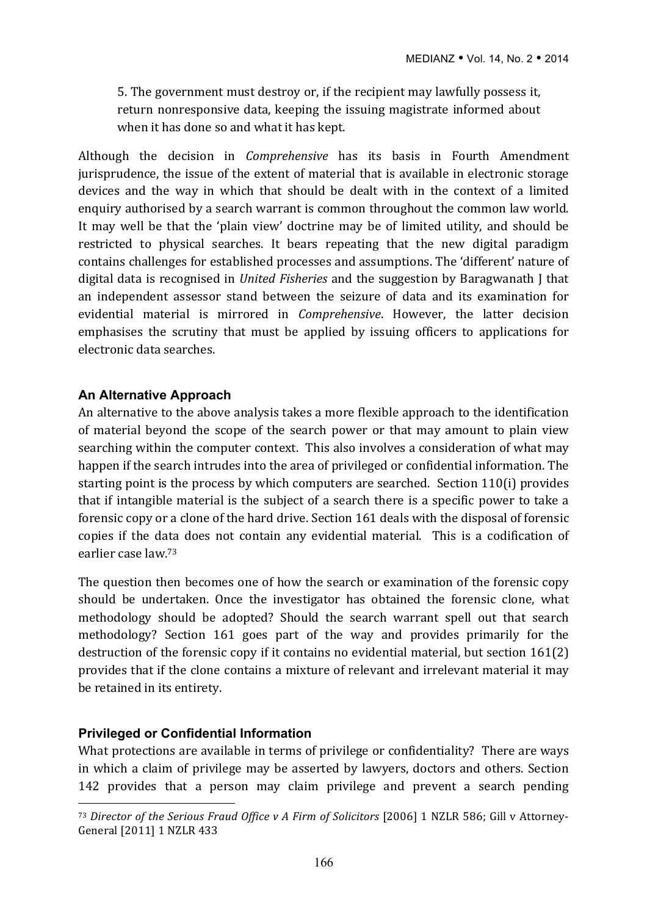5. The government must destroy or, if the recipient may lawfully possess it, return nonresponsive data, keeping the issuing magistrate informed about when it has done so and what it has kept.

Although the decision in *Comprehensive* has its basis in Fourth Amendment jurisprudence, the issue of the extent of material that is available in electronic storage devices and the way in which that should be dealt with in the context of a limited enquiry authorised by a search warrant is common throughout the common law world. It may well be that the 'plain view' doctrine may be of limited utility, and should be restricted to physical searches. It bears repeating that the new digital paradigm contains challenges for established processes and assumptions. The 'different' nature of digital data is recognised in *United Fisheries* and the suggestion by Baragwanath J that an independent assessor stand between the seizure of data and its examination for evidential material is mirrored in *Comprehensive*. However, the latter decision emphasises the scrutiny that must be applied by issuing officers to applications for electronic data searches.

### An Alternative Approach

An alternative to the above analysis takes a more flexible approach to the identification of material beyond the scope of the search power or that may amount to plain view searching within the computer context. This also involves a consideration of what may happen if the search intrudes into the area of privileged or confidential information. The starting point is the process by which computers are searched. Section 110(i) provides that if intangible material is the subject of a search there is a specific power to take a forensic copy or a clone of the hard drive. Section 161 deals with the disposal of forensic copies if the data does not contain any evidential material. This is a codification of earlier case law.[73]

The question then becomes one of how the search or examination of the forensic copy should be undertaken. Once the investigator has obtained the forensic clone, what methodology should be adopted? Should the search warrant spell out that search methodology? Section 161 goes part of the way and provides primarily for the destruction of the forensic copy if it contains no evidential material, but section 161(2) provides that if the clone contains a mixture of relevant and irrelevant material it may be retained in its entirety.

### Privileged or Confidential Information

What protections are available in terms of privilege or confidentiality? There are ways in which a claim of privilege may be asserted by lawyers, doctors and others. Section 142 provides that a person may claim privilege and prevent a search pending

[73] *Director of the Serious Fraud Office v A Firm of Solicitors* [2006] 1 NZLR 586; Gill v Attorney-General [2011] 1 NZLR 433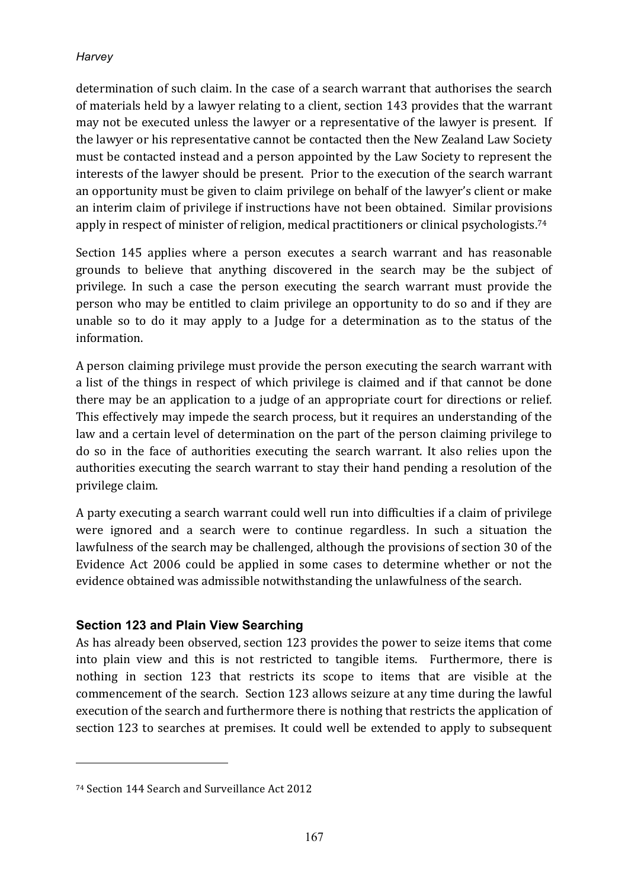determination of such claim. In the case of a search warrant that authorises the search of materials held by a lawyer relating to a client, section 143 provides that the warrant may not be executed unless the lawyer or a representative of the lawyer is present. If the lawyer or his representative cannot be contacted then the New Zealand Law Society must be contacted instead and a person appointed by the Law Society to represent the interests of the lawyer should be present. Prior to the execution of the search warrant an opportunity must be given to claim privilege on behalf of the lawyer's client or make an interim claim of privilege if instructions have not been obtained. Similar provisions apply in respect of minister of religion, medical practitioners or clinical psychologists.[74]

Section 145 applies where a person executes a search warrant and has reasonable grounds to believe that anything discovered in the search may be the subject of privilege. In such a case the person executing the search warrant must provide the person who may be entitled to claim privilege an opportunity to do so and if they are unable so to do it may apply to a Judge for a determination as to the status of the information.

A person claiming privilege must provide the person executing the search warrant with a list of the things in respect of which privilege is claimed and if that cannot be done there may be an application to a judge of an appropriate court for directions or relief. This effectively may impede the search process, but it requires an understanding of the law and a certain level of determination on the part of the person claiming privilege to do so in the face of authorities executing the search warrant. It also relies upon the authorities executing the search warrant to stay their hand pending a resolution of the privilege claim.

A party executing a search warrant could well run into difficulties if a claim of privilege were ignored and a search were to continue regardless. In such a situation the lawfulness of the search may be challenged, although the provisions of section 30 of the Evidence Act 2006 could be applied in some cases to determine whether or not the evidence obtained was admissible notwithstanding the unlawfulness of the search.

### Section 123 and Plain View Searching

As has already been observed, section 123 provides the power to seize items that come into plain view and this is not restricted to tangible items. Furthermore, there is nothing in section 123 that restricts its scope to items that are visible at the commencement of the search. Section 123 allows seizure at any time during the lawful execution of the search and furthermore there is nothing that restricts the application of section 123 to searches at premises. It could well be extended to apply to subsequent

---

[74] Section 144 Search and Surveillance Act 2012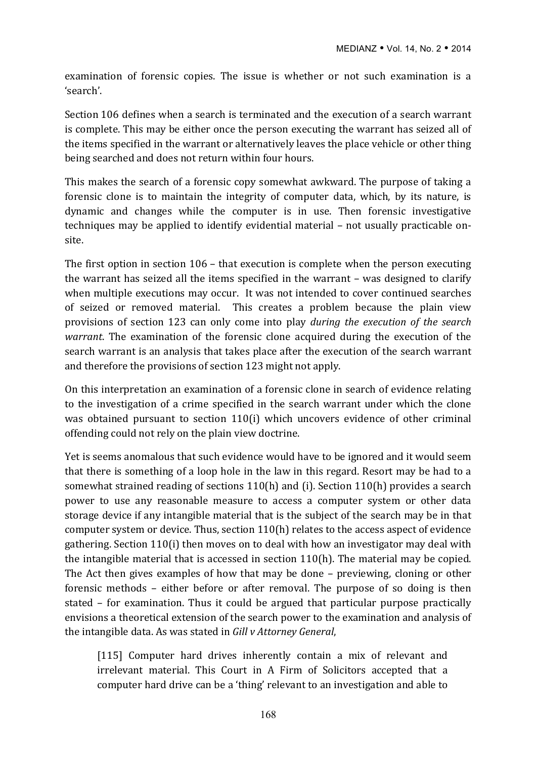examination of forensic copies. The issue is whether or not such examination is a 'search'.

Section 106 defines when a search is terminated and the execution of a search warrant is complete. This may be either once the person executing the warrant has seized all of the items specified in the warrant or alternatively leaves the place vehicle or other thing being searched and does not return within four hours.

This makes the search of a forensic copy somewhat awkward. The purpose of taking a forensic clone is to maintain the integrity of computer data, which, by its nature, is dynamic and changes while the computer is in use. Then forensic investigative techniques may be applied to identify evidential material – not usually practicable on-site.

The first option in section 106 – that execution is complete when the person executing the warrant has seized all the items specified in the warrant – was designed to clarify when multiple executions may occur. It was not intended to cover continued searches of seized or removed material. This creates a problem because the plain view provisions of section 123 can only come into play *during the execution of the search warrant*. The examination of the forensic clone acquired during the execution of the search warrant is an analysis that takes place after the execution of the search warrant and therefore the provisions of section 123 might not apply.

On this interpretation an examination of a forensic clone in search of evidence relating to the investigation of a crime specified in the search warrant under which the clone was obtained pursuant to section 110(i) which uncovers evidence of other criminal offending could not rely on the plain view doctrine.

Yet is seems anomalous that such evidence would have to be ignored and it would seem that there is something of a loop hole in the law in this regard. Resort may be had to a somewhat strained reading of sections 110(h) and (i). Section 110(h) provides a search power to use any reasonable measure to access a computer system or other data storage device if any intangible material that is the subject of the search may be in that computer system or device. Thus, section 110(h) relates to the access aspect of evidence gathering. Section 110(i) then moves on to deal with how an investigator may deal with the intangible material that is accessed in section 110(h). The material may be copied. The Act then gives examples of how that may be done – previewing, cloning or other forensic methods – either before or after removal. The purpose of so doing is then stated – for examination. Thus it could be argued that particular purpose practically envisions a theoretical extension of the search power to the examination and analysis of the intangible data. As was stated in *Gill v Attorney General*,

> [115] Computer hard drives inherently contain a mix of relevant and irrelevant material. This Court in A Firm of Solicitors accepted that a computer hard drive can be a 'thing' relevant to an investigation and able to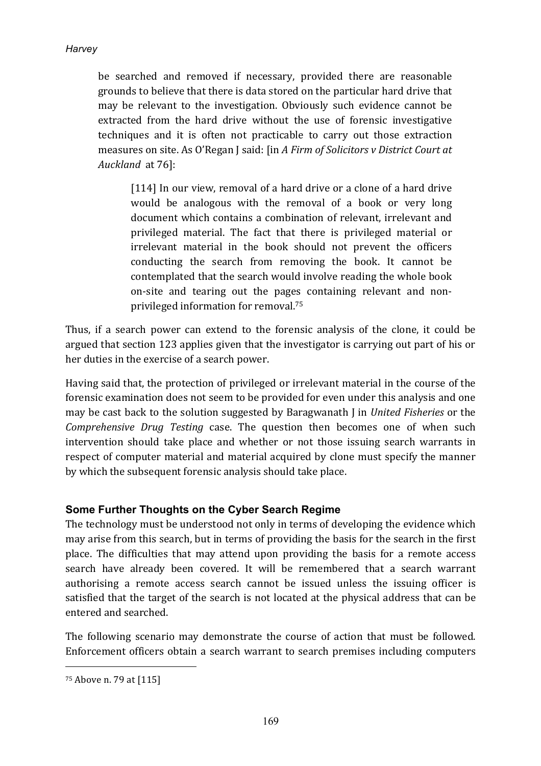> be searched and removed if necessary, provided there are reasonable grounds to believe that there is data stored on the particular hard drive that may be relevant to the investigation. Obviously such evidence cannot be extracted from the hard drive without the use of forensic investigative techniques and it is often not practicable to carry out those extraction measures on site. As O'Regan J said: [in *A Firm of Solicitors v District Court at Auckland* at 76]:
>
>> [114] In our view, removal of a hard drive or a clone of a hard drive would be analogous with the removal of a book or very long document which contains a combination of relevant, irrelevant and privileged material. The fact that there is privileged material or irrelevant material in the book should not prevent the officers conducting the search from removing the book. It cannot be contemplated that the search would involve reading the whole book on-site and tearing out the pages containing relevant and non-privileged information for removal.[75]

Thus, if a search power can extend to the forensic analysis of the clone, it could be argued that section 123 applies given that the investigator is carrying out part of his or her duties in the exercise of a search power.

Having said that, the protection of privileged or irrelevant material in the course of the forensic examination does not seem to be provided for even under this analysis and one may be cast back to the solution suggested by Baragwanath J in *United Fisheries* or the *Comprehensive Drug Testing* case. The question then becomes one of when such intervention should take place and whether or not those issuing search warrants in respect of computer material and material acquired by clone must specify the manner by which the subsequent forensic analysis should take place.

## Some Further Thoughts on the Cyber Search Regime

The technology must be understood not only in terms of developing the evidence which may arise from this search, but in terms of providing the basis for the search in the first place. The difficulties that may attend upon providing the basis for a remote access search have already been covered. It will be remembered that a search warrant authorising a remote access search cannot be issued unless the issuing officer is satisfied that the target of the search is not located at the physical address that can be entered and searched.

The following scenario may demonstrate the course of action that must be followed. Enforcement officers obtain a search warrant to search premises including computers

---

[75] Above n. 79 at [115]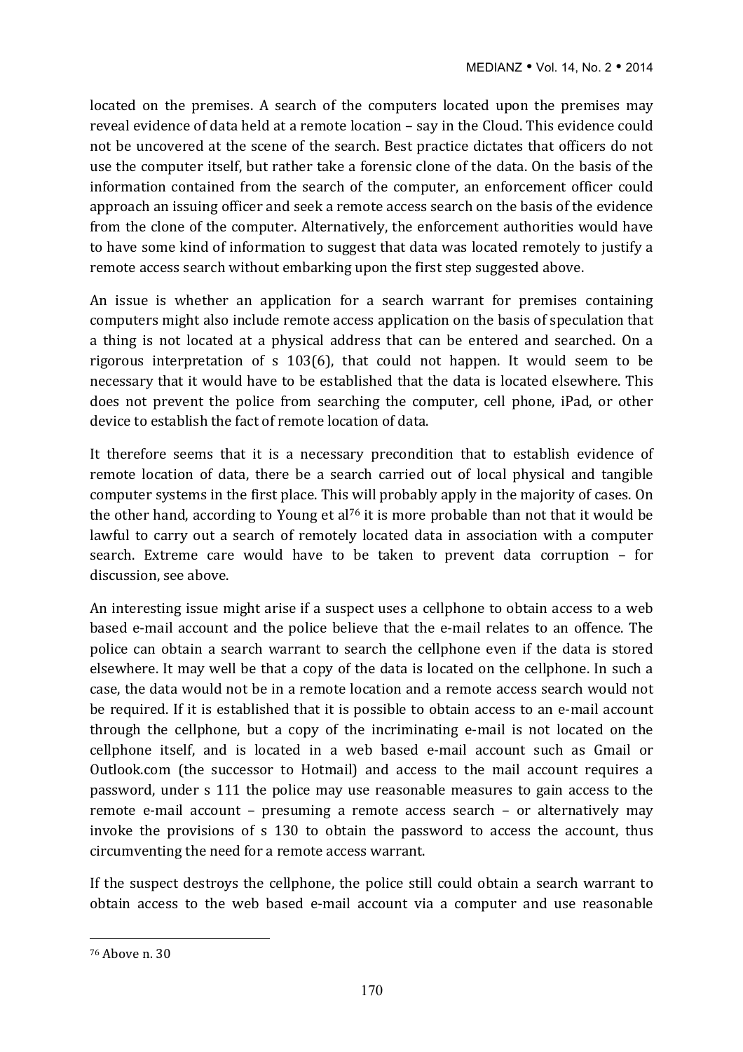located on the premises. A search of the computers located upon the premises may reveal evidence of data held at a remote location – say in the Cloud. This evidence could not be uncovered at the scene of the search. Best practice dictates that officers do not use the computer itself, but rather take a forensic clone of the data. On the basis of the information contained from the search of the computer, an enforcement officer could approach an issuing officer and seek a remote access search on the basis of the evidence from the clone of the computer. Alternatively, the enforcement authorities would have to have some kind of information to suggest that data was located remotely to justify a remote access search without embarking upon the first step suggested above.

An issue is whether an application for a search warrant for premises containing computers might also include remote access application on the basis of speculation that a thing is not located at a physical address that can be entered and searched. On a rigorous interpretation of s 103(6), that could not happen. It would seem to be necessary that it would have to be established that the data is located elsewhere. This does not prevent the police from searching the computer, cell phone, iPad, or other device to establish the fact of remote location of data.

It therefore seems that it is a necessary precondition that to establish evidence of remote location of data, there be a search carried out of local physical and tangible computer systems in the first place. This will probably apply in the majority of cases. On the other hand, according to Young et al[76] it is more probable than not that it would be lawful to carry out a search of remotely located data in association with a computer search. Extreme care would have to be taken to prevent data corruption – for discussion, see above.

An interesting issue might arise if a suspect uses a cellphone to obtain access to a web based e-mail account and the police believe that the e-mail relates to an offence. The police can obtain a search warrant to search the cellphone even if the data is stored elsewhere. It may well be that a copy of the data is located on the cellphone. In such a case, the data would not be in a remote location and a remote access search would not be required. If it is established that it is possible to obtain access to an e-mail account through the cellphone, but a copy of the incriminating e-mail is not located on the cellphone itself, and is located in a web based e-mail account such as Gmail or Outlook.com (the successor to Hotmail) and access to the mail account requires a password, under s 111 the police may use reasonable measures to gain access to the remote e-mail account – presuming a remote access search – or alternatively may invoke the provisions of s 130 to obtain the password to access the account, thus circumventing the need for a remote access warrant.

If the suspect destroys the cellphone, the police still could obtain a search warrant to obtain access to the web based e-mail account via a computer and use reasonable

[76] Above n. 30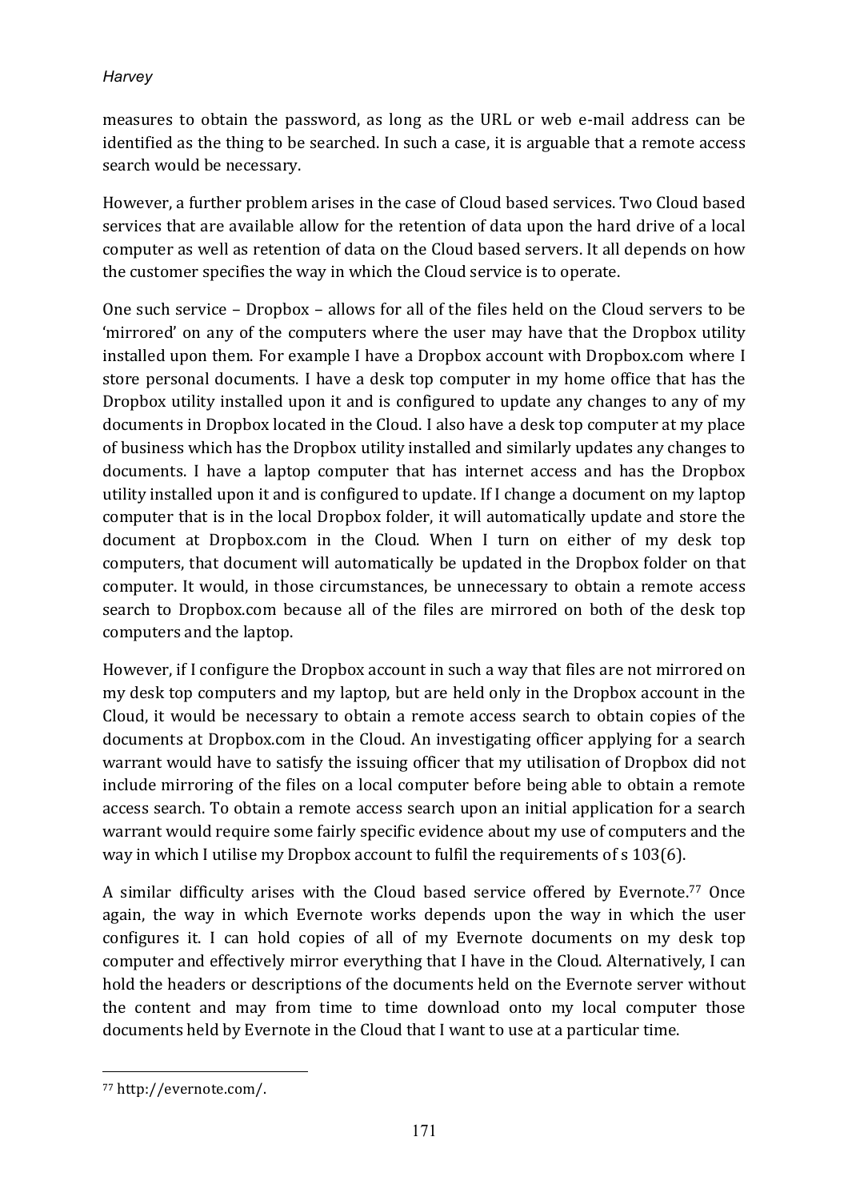measures to obtain the password, as long as the URL or web e-mail address can be identified as the thing to be searched. In such a case, it is arguable that a remote access search would be necessary.

However, a further problem arises in the case of Cloud based services. Two Cloud based services that are available allow for the retention of data upon the hard drive of a local computer as well as retention of data on the Cloud based servers. It all depends on how the customer specifies the way in which the Cloud service is to operate.

One such service – Dropbox – allows for all of the files held on the Cloud servers to be 'mirrored' on any of the computers where the user may have that the Dropbox utility installed upon them. For example I have a Dropbox account with Dropbox.com where I store personal documents. I have a desk top computer in my home office that has the Dropbox utility installed upon it and is configured to update any changes to any of my documents in Dropbox located in the Cloud. I also have a desk top computer at my place of business which has the Dropbox utility installed and similarly updates any changes to documents. I have a laptop computer that has internet access and has the Dropbox utility installed upon it and is configured to update. If I change a document on my laptop computer that is in the local Dropbox folder, it will automatically update and store the document at Dropbox.com in the Cloud. When I turn on either of my desk top computers, that document will automatically be updated in the Dropbox folder on that computer. It would, in those circumstances, be unnecessary to obtain a remote access search to Dropbox.com because all of the files are mirrored on both of the desk top computers and the laptop.

However, if I configure the Dropbox account in such a way that files are not mirrored on my desk top computers and my laptop, but are held only in the Dropbox account in the Cloud, it would be necessary to obtain a remote access search to obtain copies of the documents at Dropbox.com in the Cloud. An investigating officer applying for a search warrant would have to satisfy the issuing officer that my utilisation of Dropbox did not include mirroring of the files on a local computer before being able to obtain a remote access search. To obtain a remote access search upon an initial application for a search warrant would require some fairly specific evidence about my use of computers and the way in which I utilise my Dropbox account to fulfil the requirements of s 103(6).

A similar difficulty arises with the Cloud based service offered by Evernote.[77] Once again, the way in which Evernote works depends upon the way in which the user configures it. I can hold copies of all of my Evernote documents on my desk top computer and effectively mirror everything that I have in the Cloud. Alternatively, I can hold the headers or descriptions of the documents held on the Evernote server without the content and may from time to time download onto my local computer those documents held by Evernote in the Cloud that I want to use at a particular time.

---

[77] http://evernote.com/.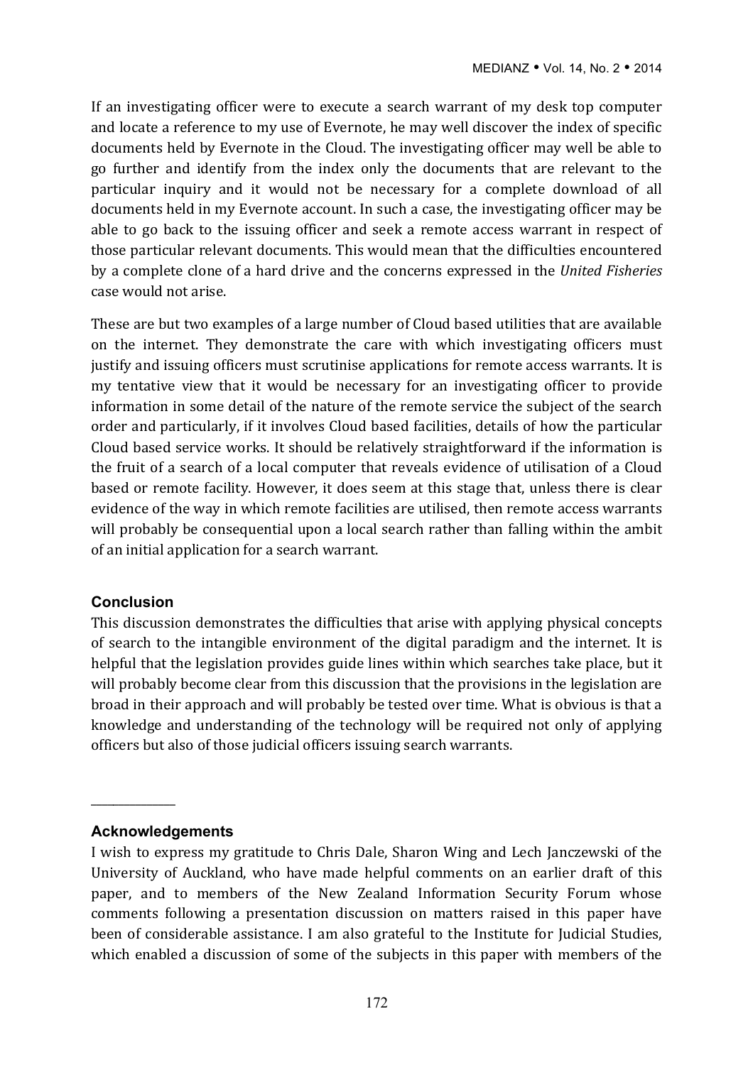If an investigating officer were to execute a search warrant of my desk top computer and locate a reference to my use of Evernote, he may well discover the index of specific documents held by Evernote in the Cloud. The investigating officer may well be able to go further and identify from the index only the documents that are relevant to the particular inquiry and it would not be necessary for a complete download of all documents held in my Evernote account. In such a case, the investigating officer may be able to go back to the issuing officer and seek a remote access warrant in respect of those particular relevant documents. This would mean that the difficulties encountered by a complete clone of a hard drive and the concerns expressed in the *United Fisheries* case would not arise.

These are but two examples of a large number of Cloud based utilities that are available on the internet. They demonstrate the care with which investigating officers must justify and issuing officers must scrutinise applications for remote access warrants. It is my tentative view that it would be necessary for an investigating officer to provide information in some detail of the nature of the remote service the subject of the search order and particularly, if it involves Cloud based facilities, details of how the particular Cloud based service works. It should be relatively straightforward if the information is the fruit of a search of a local computer that reveals evidence of utilisation of a Cloud based or remote facility. However, it does seem at this stage that, unless there is clear evidence of the way in which remote facilities are utilised, then remote access warrants will probably be consequential upon a local search rather than falling within the ambit of an initial application for a search warrant.

## Conclusion

This discussion demonstrates the difficulties that arise with applying physical concepts of search to the intangible environment of the digital paradigm and the internet. It is helpful that the legislation provides guide lines within which searches take place, but it will probably become clear from this discussion that the provisions in the legislation are broad in their approach and will probably be tested over time. What is obvious is that a knowledge and understanding of the technology will be required not only of applying officers but also of those judicial officers issuing search warrants.

---

## Acknowledgements

I wish to express my gratitude to Chris Dale, Sharon Wing and Lech Janczewski of the University of Auckland, who have made helpful comments on an earlier draft of this paper, and to members of the New Zealand Information Security Forum whose comments following a presentation discussion on matters raised in this paper have been of considerable assistance. I am also grateful to the Institute for Judicial Studies, which enabled a discussion of some of the subjects in this paper with members of the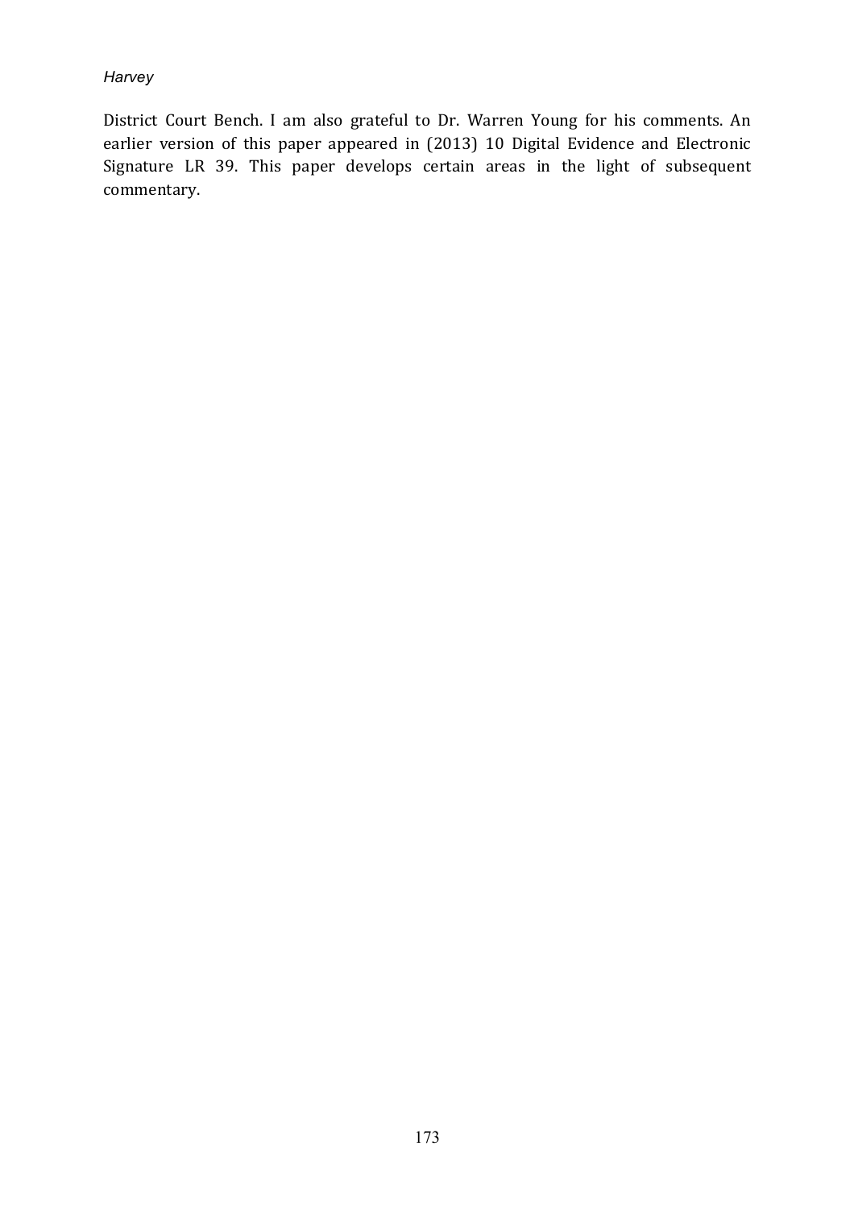District Court Bench. I am also grateful to Dr. Warren Young for his comments. An earlier version of this paper appeared in (2013) 10 Digital Evidence and Electronic Signature LR 39. This paper develops certain areas in the light of subsequent commentary.